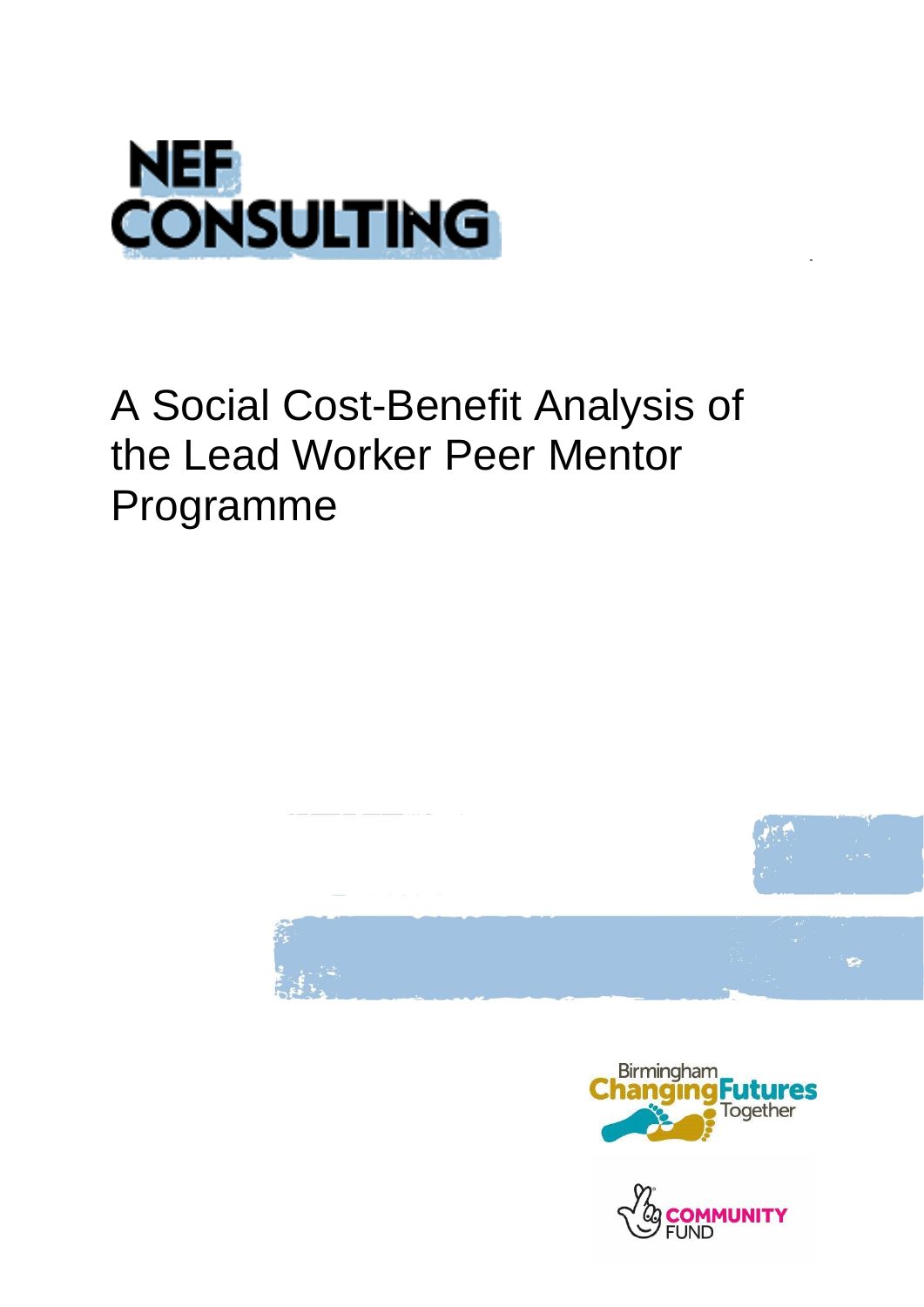NEF CONSULTING

# A Social Cost-Benefit Analysis of the Lead Worker Peer Mentor Programme

Birmingham Changing Futures Together

COMMUNITY FUND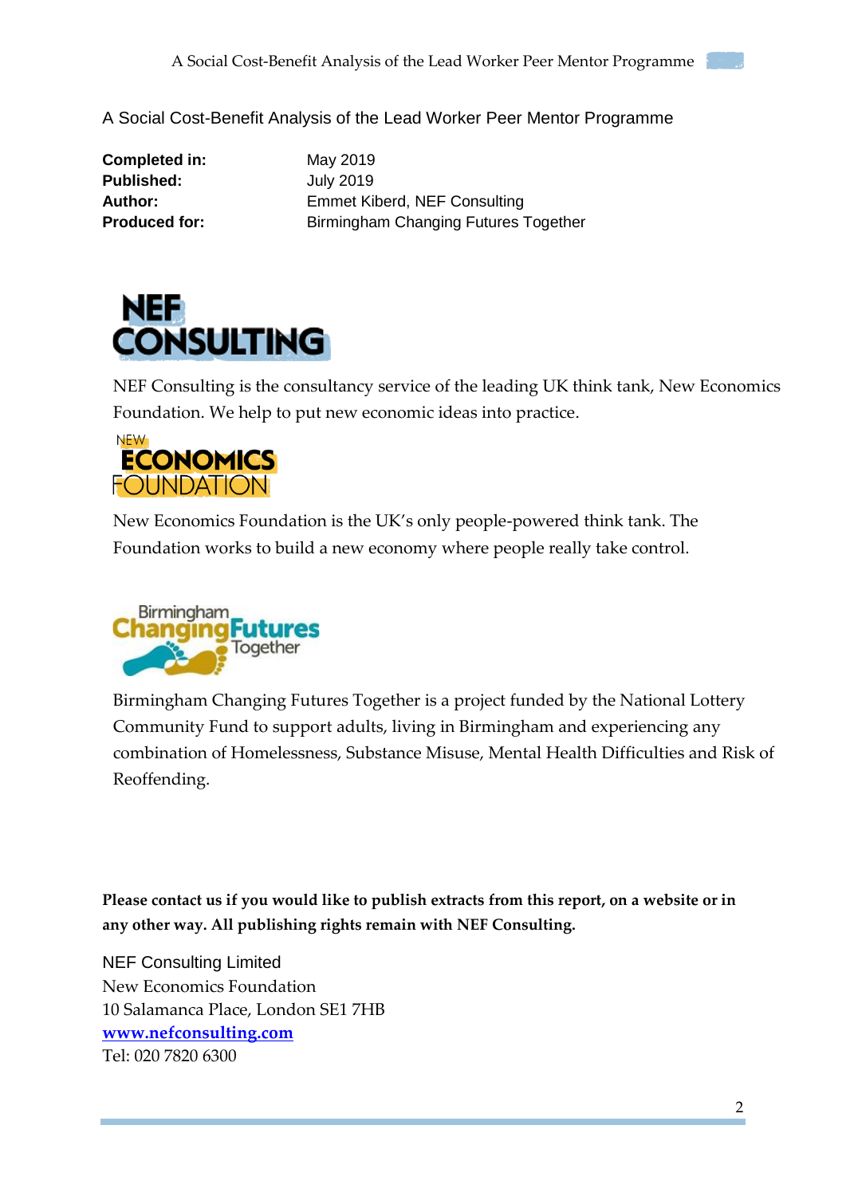A Social Cost-Benefit Analysis of the Lead Worker Peer Mentor Programme

| | |
|---|---|
| **Completed in:** | May 2019 |
| **Published:** | July 2019 |
| **Author:** | Emmet Kiberd, NEF Consulting |
| **Produced for:** | Birmingham Changing Futures Together |

NEF Consulting is the consultancy service of the leading UK think tank, New Economics Foundation. We help to put new economic ideas into practice.

New Economics Foundation is the UK's only people-powered think tank. The Foundation works to build a new economy where people really take control.

Birmingham Changing Futures Together is a project funded by the National Lottery Community Fund to support adults, living in Birmingham and experiencing any combination of Homelessness, Substance Misuse, Mental Health Difficulties and Risk of Reoffending.

**Please contact us if you would like to publish extracts from this report, on a website or in any other way. All publishing rights remain with NEF Consulting.**

NEF Consulting Limited
New Economics Foundation
10 Salamanca Place, London SE1 7HB
[www.nefconsulting.com](http://www.nefconsulting.com)
Tel: 020 7820 6300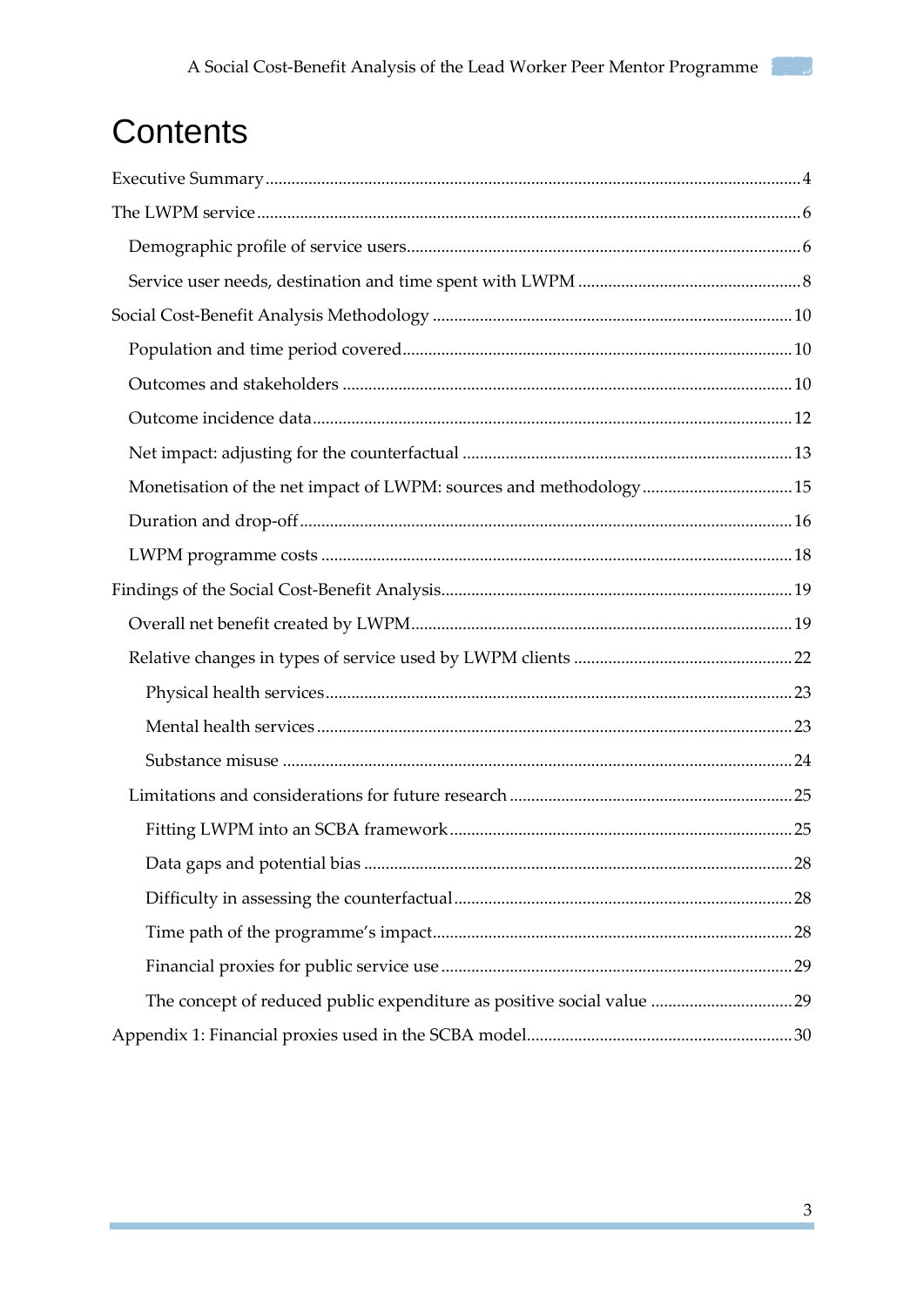# Contents

Executive Summary ........................................................................................................ 4

The LWPM service ........................................................................................................ 6

- Demographic profile of service users ........................................................................ 6
- Service user needs, destination and time spent with LWPM ...................................... 8

Social Cost-Benefit Analysis Methodology ................................................................... 10

- Population and time period covered ......................................................................... 10
- Outcomes and stakeholders ....................................................................................... 10
- Outcome incidence data ............................................................................................. 12
- Net impact: adjusting for the counterfactual ............................................................. 13
- Monetisation of the net impact of LWPM: sources and methodology ........................ 15
- Duration and drop-off ................................................................................................. 16
- LWPM programme costs ............................................................................................. 18

Findings of the Social Cost-Benefit Analysis .................................................................. 19

- Overall net benefit created by LWPM ........................................................................ 19
- Relative changes in types of service used by LWPM clients ...................................... 22
  - Physical health services ........................................................................................ 23
  - Mental health services .......................................................................................... 23
  - Substance misuse .................................................................................................. 24
- Limitations and considerations for future research .................................................. 25
  - Fitting LWPM into an SCBA framework ................................................................ 25
  - Data gaps and potential bias ................................................................................. 28
  - Difficulty in assessing the counterfactual .............................................................. 28
  - Time path of the programme's impact ................................................................... 28
  - Financial proxies for public service use ................................................................. 29
  - The concept of reduced public expenditure as positive social value ..................... 29

Appendix 1: Financial proxies used in the SCBA model ................................................ 30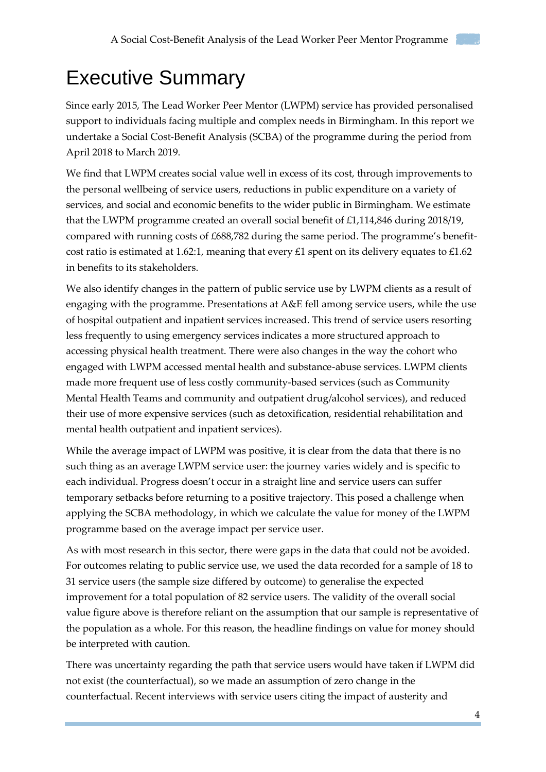# Executive Summary

Since early 2015, The Lead Worker Peer Mentor (LWPM) service has provided personalised support to individuals facing multiple and complex needs in Birmingham. In this report we undertake a Social Cost-Benefit Analysis (SCBA) of the programme during the period from April 2018 to March 2019.

We find that LWPM creates social value well in excess of its cost, through improvements to the personal wellbeing of service users, reductions in public expenditure on a variety of services, and social and economic benefits to the wider public in Birmingham. We estimate that the LWPM programme created an overall social benefit of £1,114,846 during 2018/19, compared with running costs of £688,782 during the same period. The programme's benefit-cost ratio is estimated at 1.62:1, meaning that every £1 spent on its delivery equates to £1.62 in benefits to its stakeholders.

We also identify changes in the pattern of public service use by LWPM clients as a result of engaging with the programme. Presentations at A&E fell among service users, while the use of hospital outpatient and inpatient services increased. This trend of service users resorting less frequently to using emergency services indicates a more structured approach to accessing physical health treatment. There were also changes in the way the cohort who engaged with LWPM accessed mental health and substance-abuse services. LWPM clients made more frequent use of less costly community-based services (such as Community Mental Health Teams and community and outpatient drug/alcohol services), and reduced their use of more expensive services (such as detoxification, residential rehabilitation and mental health outpatient and inpatient services).

While the average impact of LWPM was positive, it is clear from the data that there is no such thing as an average LWPM service user: the journey varies widely and is specific to each individual. Progress doesn't occur in a straight line and service users can suffer temporary setbacks before returning to a positive trajectory. This posed a challenge when applying the SCBA methodology, in which we calculate the value for money of the LWPM programme based on the average impact per service user.

As with most research in this sector, there were gaps in the data that could not be avoided. For outcomes relating to public service use, we used the data recorded for a sample of 18 to 31 service users (the sample size differed by outcome) to generalise the expected improvement for a total population of 82 service users. The validity of the overall social value figure above is therefore reliant on the assumption that our sample is representative of the population as a whole. For this reason, the headline findings on value for money should be interpreted with caution.

There was uncertainty regarding the path that service users would have taken if LWPM did not exist (the counterfactual), so we made an assumption of zero change in the counterfactual. Recent interviews with service users citing the impact of austerity and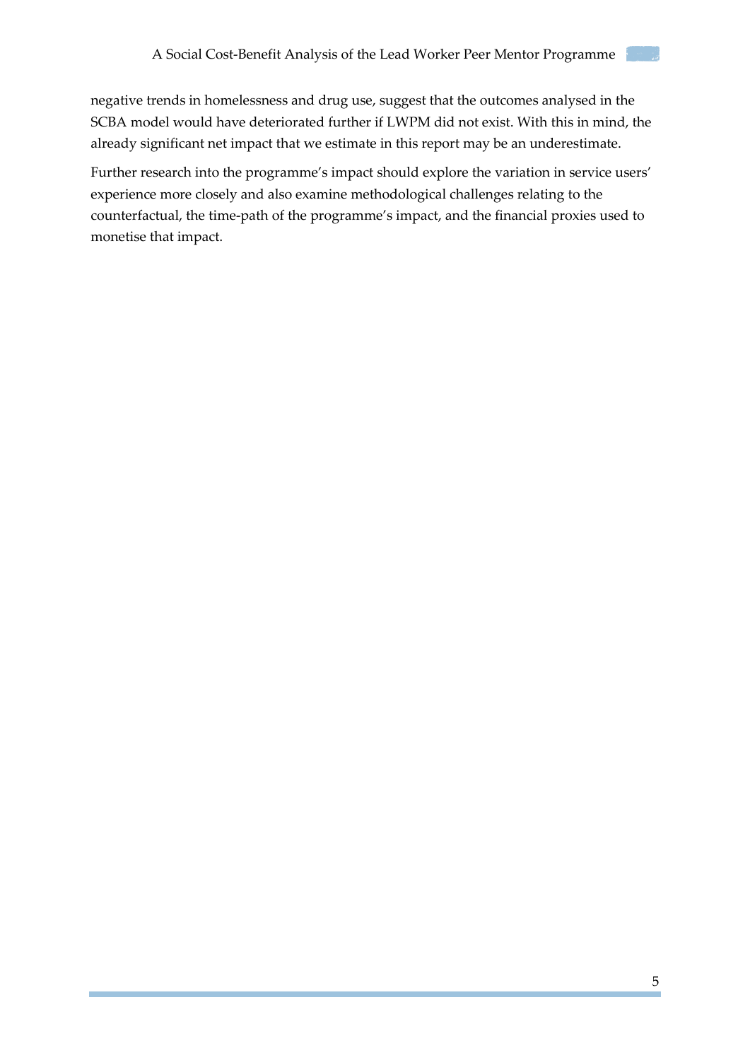negative trends in homelessness and drug use, suggest that the outcomes analysed in the SCBA model would have deteriorated further if LWPM did not exist. With this in mind, the already significant net impact that we estimate in this report may be an underestimate.

Further research into the programme's impact should explore the variation in service users' experience more closely and also examine methodological challenges relating to the counterfactual, the time-path of the programme's impact, and the financial proxies used to monetise that impact.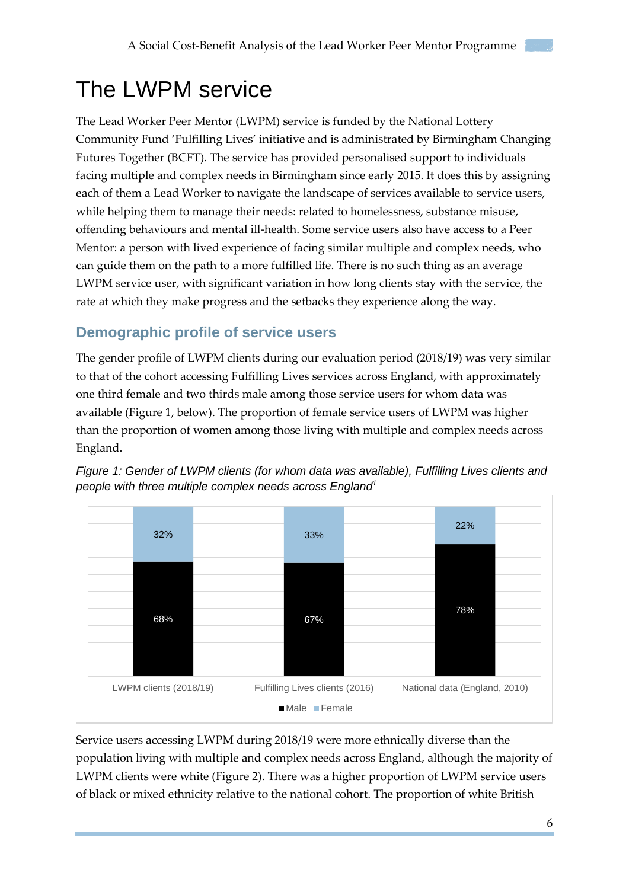# The LWPM service

The Lead Worker Peer Mentor (LWPM) service is funded by the National Lottery Community Fund 'Fulfilling Lives' initiative and is administrated by Birmingham Changing Futures Together (BCFT). The service has provided personalised support to individuals facing multiple and complex needs in Birmingham since early 2015. It does this by assigning each of them a Lead Worker to navigate the landscape of services available to service users, while helping them to manage their needs: related to homelessness, substance misuse, offending behaviours and mental ill-health. Some service users also have access to a Peer Mentor: a person with lived experience of facing similar multiple and complex needs, who can guide them on the path to a more fulfilled life. There is no such thing as an average LWPM service user, with significant variation in how long clients stay with the service, the rate at which they make progress and the setbacks they experience along the way.

## Demographic profile of service users

The gender profile of LWPM clients during our evaluation period (2018/19) was very similar to that of the cohort accessing Fulfilling Lives services across England, with approximately one third female and two thirds male among those service users for whom data was available (Figure 1, below). The proportion of female service users of LWPM was higher than the proportion of women among those living with multiple and complex needs across England.

*Figure 1: Gender of LWPM clients (for whom data was available), Fulfilling Lives clients and people with three multiple complex needs across England*[1]

| | LWPM clients (2018/19) | Fulfilling Lives clients (2016) | National data (England, 2010) |
|---|---|---|---|
| Male | 68% | 67% | 78% |
| Female | 32% | 33% | 22% |

Service users accessing LWPM during 2018/19 were more ethnically diverse than the population living with multiple and complex needs across England, although the majority of LWPM clients were white (Figure 2). There was a higher proportion of LWPM service users of black or mixed ethnicity relative to the national cohort. The proportion of white British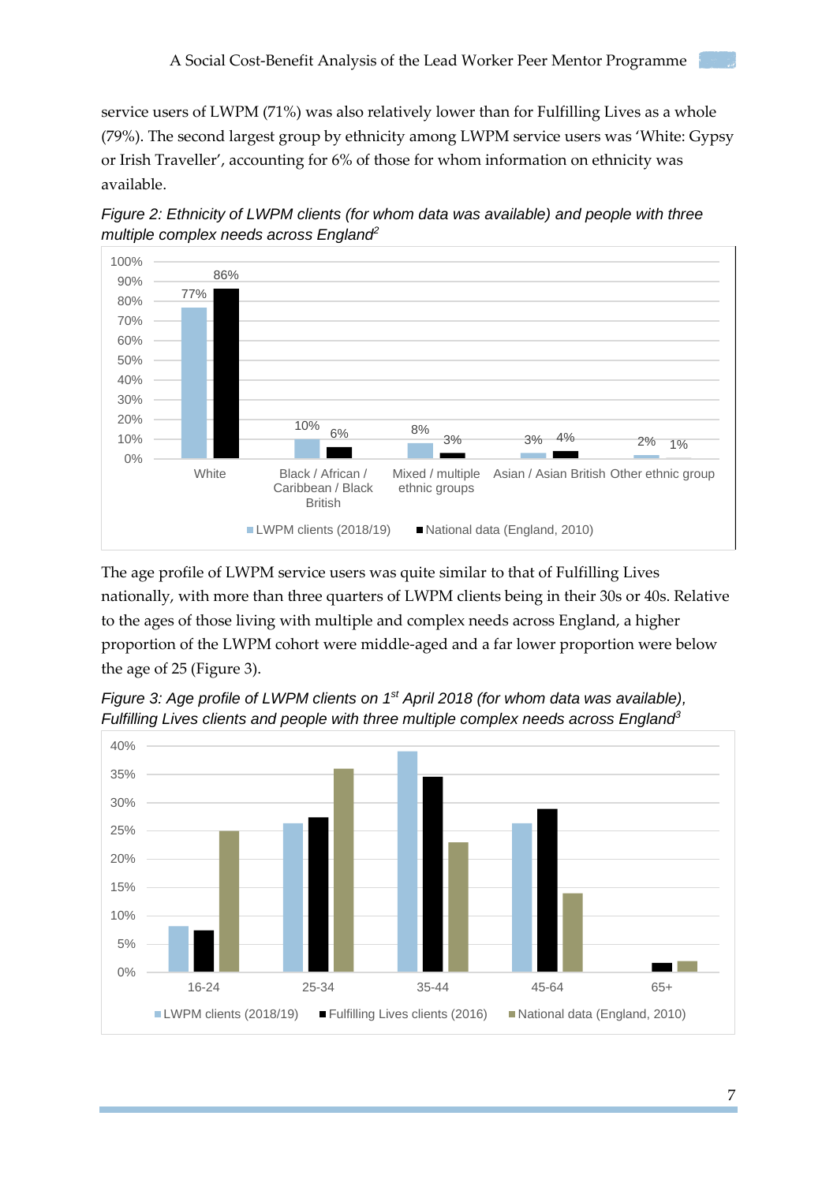service users of LWPM (71%) was also relatively lower than for Fulfilling Lives as a whole (79%). The second largest group by ethnicity among LWPM service users was 'White: Gypsy or Irish Traveller', accounting for 6% of those for whom information on ethnicity was available.

*Figure 2: Ethnicity of LWPM clients (for whom data was available) and people with three multiple complex needs across England[2]*

| | LWPM clients (2018/19) | National data (England, 2010) |
|---|---|---|
| White | 77% | 86% |
| Black / African / Caribbean / Black British | 10% | 6% |
| Mixed / multiple ethnic groups | 8% | 3% |
| Asian / Asian British | 3% | 4% |
| Other ethnic group | 2% | 1% |

The age profile of LWPM service users was quite similar to that of Fulfilling Lives nationally, with more than three quarters of LWPM clients being in their 30s or 40s. Relative to the ages of those living with multiple and complex needs across England, a higher proportion of the LWPM cohort were middle-aged and a far lower proportion were below the age of 25 (Figure 3).

*Figure 3: Age profile of LWPM clients on 1st April 2018 (for whom data was available), Fulfilling Lives clients and people with three multiple complex needs across England[3]*

Legend: LWPM clients (2018/19); Fulfilling Lives clients (2016); National data (England, 2010). Age groups: 16-24, 25-34, 35-44, 45-64, 65+.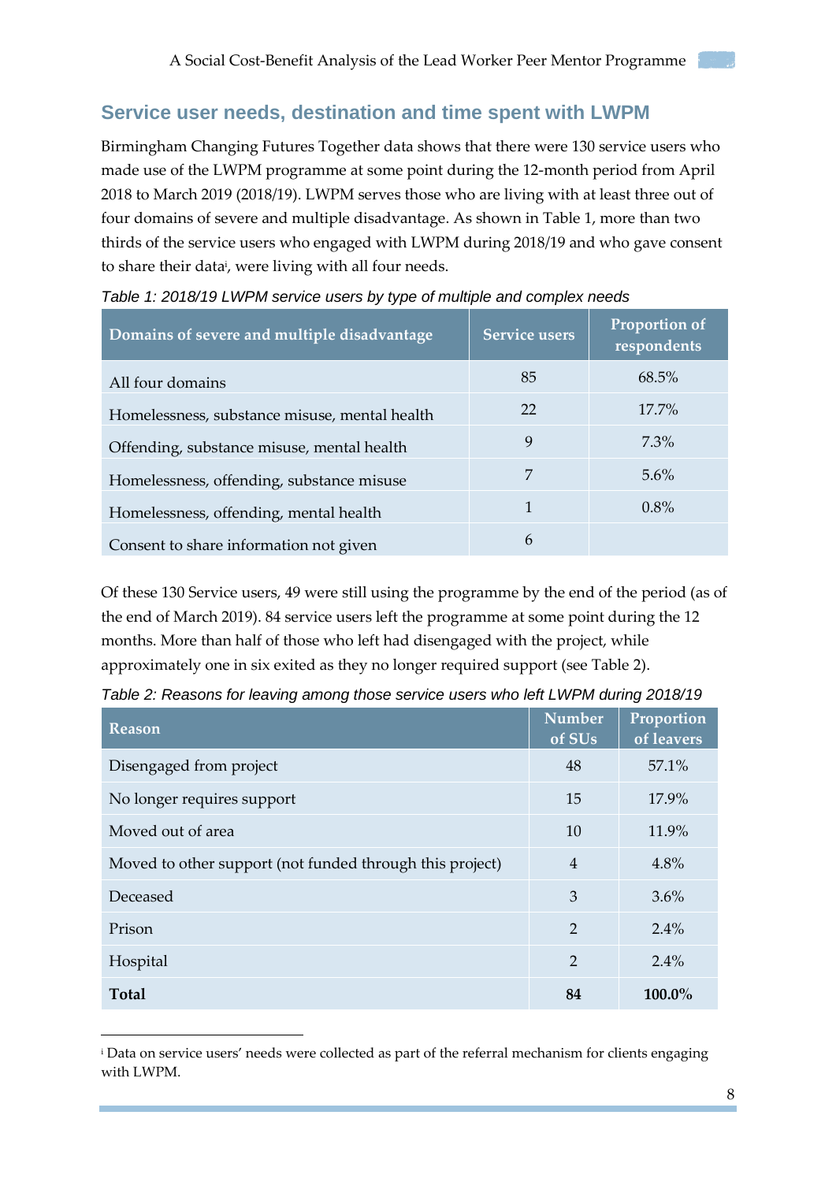## Service user needs, destination and time spent with LWPM

Birmingham Changing Futures Together data shows that there were 130 service users who made use of the LWPM programme at some point during the 12-month period from April 2018 to March 2019 (2018/19). LWPM serves those who are living with at least three out of four domains of severe and multiple disadvantage. As shown in Table 1, more than two thirds of the service users who engaged with LWPM during 2018/19 and who gave consent to share their data[i], were living with all four needs.

*Table 1: 2018/19 LWPM service users by type of multiple and complex needs*

| Domains of severe and multiple disadvantage | Service users | Proportion of respondents |
|---|---|---|
| All four domains | 85 | 68.5% |
| Homelessness, substance misuse, mental health | 22 | 17.7% |
| Offending, substance misuse, mental health | 9 | 7.3% |
| Homelessness, offending, substance misuse | 7 | 5.6% |
| Homelessness, offending, mental health | 1 | 0.8% |
| Consent to share information not given | 6 | |

Of these 130 Service users, 49 were still using the programme by the end of the period (as of the end of March 2019). 84 service users left the programme at some point during the 12 months. More than half of those who left had disengaged with the project, while approximately one in six exited as they no longer required support (see Table 2).

*Table 2: Reasons for leaving among those service users who left LWPM during 2018/19*

| Reason | Number of SUs | Proportion of leavers |
|---|---|---|
| Disengaged from project | 48 | 57.1% |
| No longer requires support | 15 | 17.9% |
| Moved out of area | 10 | 11.9% |
| Moved to other support (not funded through this project) | 4 | 4.8% |
| Deceased | 3 | 3.6% |
| Prison | 2 | 2.4% |
| Hospital | 2 | 2.4% |
| **Total** | **84** | **100.0%** |

[i] Data on service users' needs were collected as part of the referral mechanism for clients engaging with LWPM.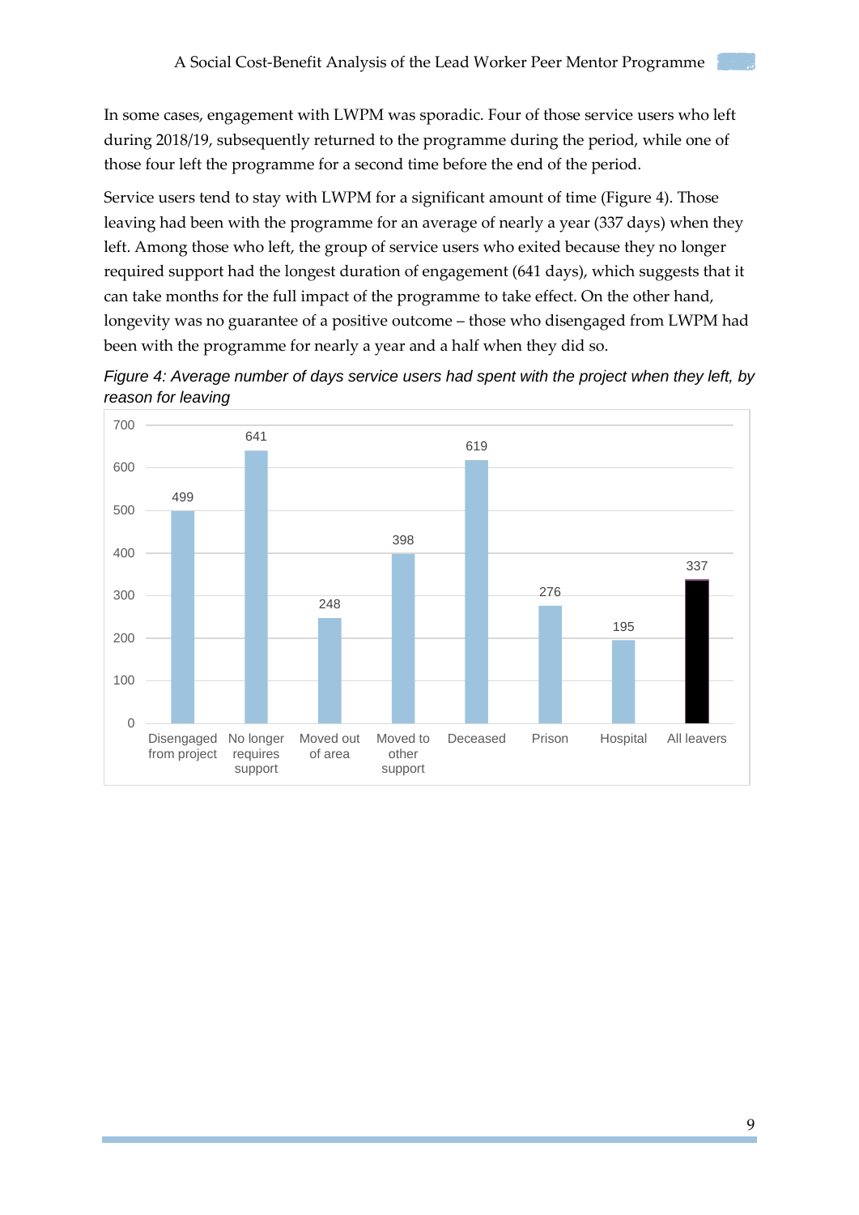In some cases, engagement with LWPM was sporadic. Four of those service users who left during 2018/19, subsequently returned to the programme during the period, while one of those four left the programme for a second time before the end of the period.

Service users tend to stay with LWPM for a significant amount of time (Figure 4). Those leaving had been with the programme for an average of nearly a year (337 days) when they left. Among those who left, the group of service users who exited because they no longer required support had the longest duration of engagement (641 days), which suggests that it can take months for the full impact of the programme to take effect. On the other hand, longevity was no guarantee of a positive outcome – those who disengaged from LWPM had been with the programme for nearly a year and a half when they did so.

*Figure 4: Average number of days service users had spent with the project when they left, by reason for leaving*

| Reason for leaving | Average days |
|---|---|
| Disengaged from project | 499 |
| No longer requires support | 641 |
| Moved out of area | 248 |
| Moved to other support | 398 |
| Deceased | 619 |
| Prison | 276 |
| Hospital | 195 |
| All leavers | 337 |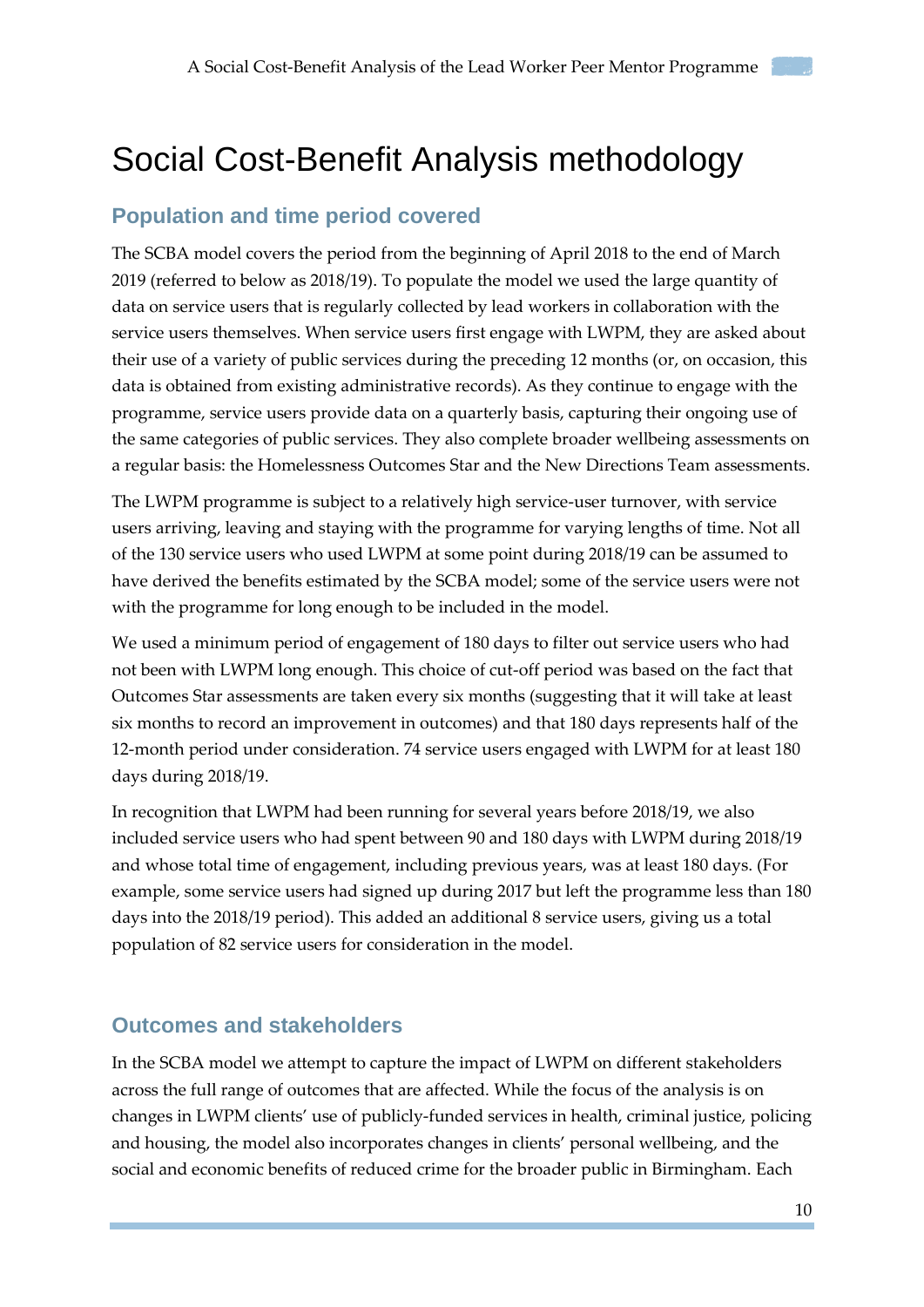# Social Cost-Benefit Analysis methodology

## Population and time period covered

The SCBA model covers the period from the beginning of April 2018 to the end of March 2019 (referred to below as 2018/19). To populate the model we used the large quantity of data on service users that is regularly collected by lead workers in collaboration with the service users themselves. When service users first engage with LWPM, they are asked about their use of a variety of public services during the preceding 12 months (or, on occasion, this data is obtained from existing administrative records). As they continue to engage with the programme, service users provide data on a quarterly basis, capturing their ongoing use of the same categories of public services. They also complete broader wellbeing assessments on a regular basis: the Homelessness Outcomes Star and the New Directions Team assessments.

The LWPM programme is subject to a relatively high service-user turnover, with service users arriving, leaving and staying with the programme for varying lengths of time. Not all of the 130 service users who used LWPM at some point during 2018/19 can be assumed to have derived the benefits estimated by the SCBA model; some of the service users were not with the programme for long enough to be included in the model.

We used a minimum period of engagement of 180 days to filter out service users who had not been with LWPM long enough. This choice of cut-off period was based on the fact that Outcomes Star assessments are taken every six months (suggesting that it will take at least six months to record an improvement in outcomes) and that 180 days represents half of the 12-month period under consideration. 74 service users engaged with LWPM for at least 180 days during 2018/19.

In recognition that LWPM had been running for several years before 2018/19, we also included service users who had spent between 90 and 180 days with LWPM during 2018/19 and whose total time of engagement, including previous years, was at least 180 days. (For example, some service users had signed up during 2017 but left the programme less than 180 days into the 2018/19 period). This added an additional 8 service users, giving us a total population of 82 service users for consideration in the model.

## Outcomes and stakeholders

In the SCBA model we attempt to capture the impact of LWPM on different stakeholders across the full range of outcomes that are affected. While the focus of the analysis is on changes in LWPM clients' use of publicly-funded services in health, criminal justice, policing and housing, the model also incorporates changes in clients' personal wellbeing, and the social and economic benefits of reduced crime for the broader public in Birmingham. Each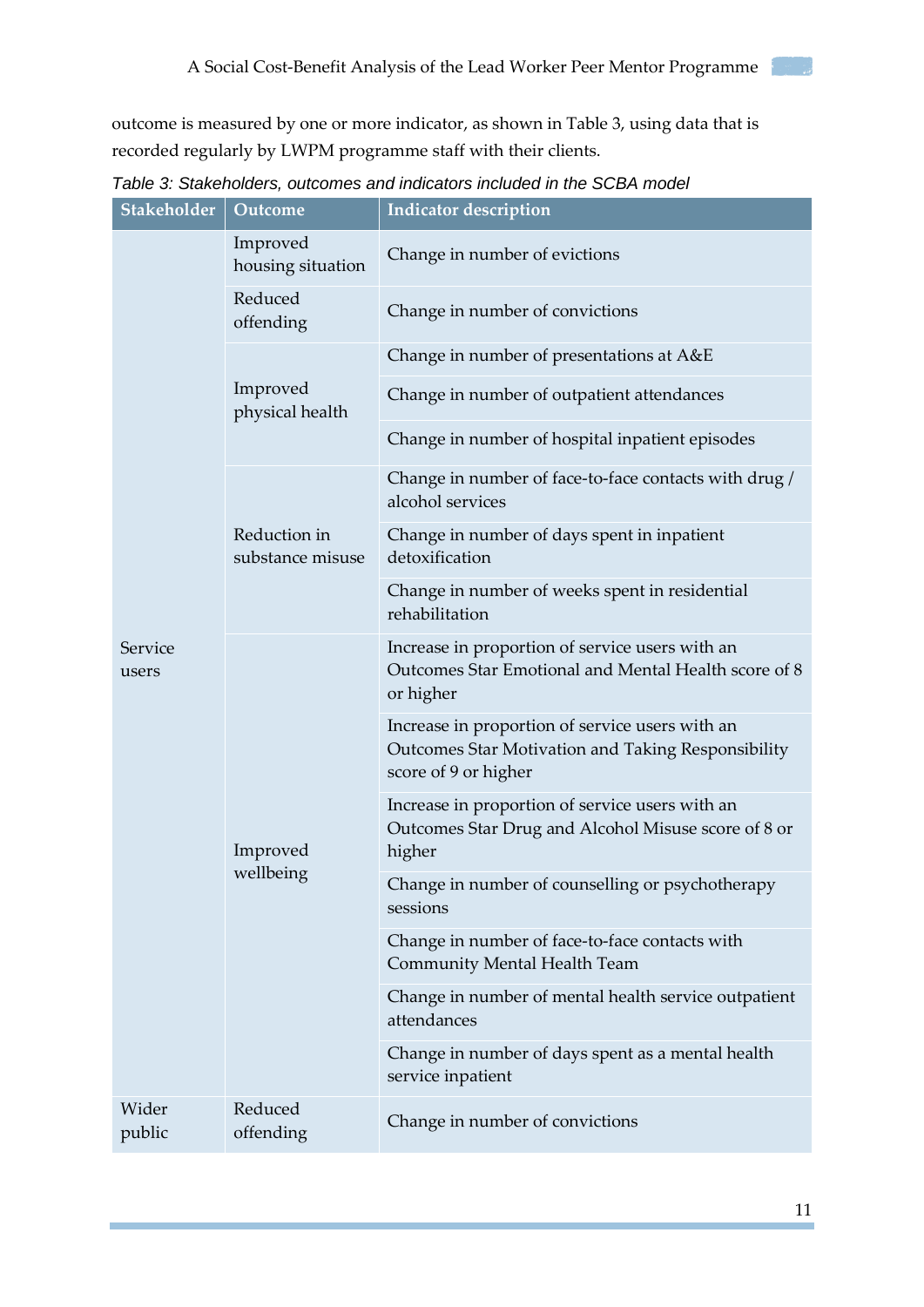outcome is measured by one or more indicator, as shown in Table 3, using data that is recorded regularly by LWPM programme staff with their clients.

*Table 3: Stakeholders, outcomes and indicators included in the SCBA model*

| Stakeholder | Outcome | Indicator description |
|---|---|---|
| Service users | Improved housing situation | Change in number of evictions |
| | Reduced offending | Change in number of convictions |
| | Improved physical health | Change in number of presentations at A&E |
| | | Change in number of outpatient attendances |
| | | Change in number of hospital inpatient episodes |
| | Reduction in substance misuse | Change in number of face-to-face contacts with drug / alcohol services |
| | | Change in number of days spent in inpatient detoxification |
| | | Change in number of weeks spent in residential rehabilitation |
| | Improved wellbeing | Increase in proportion of service users with an Outcomes Star Emotional and Mental Health score of 8 or higher |
| | | Increase in proportion of service users with an Outcomes Star Motivation and Taking Responsibility score of 9 or higher |
| | | Increase in proportion of service users with an Outcomes Star Drug and Alcohol Misuse score of 8 or higher |
| | | Change in number of counselling or psychotherapy sessions |
| | | Change in number of face-to-face contacts with Community Mental Health Team |
| | | Change in number of mental health service outpatient attendances |
| | | Change in number of days spent as a mental health service inpatient |
| Wider public | Reduced offending | Change in number of convictions |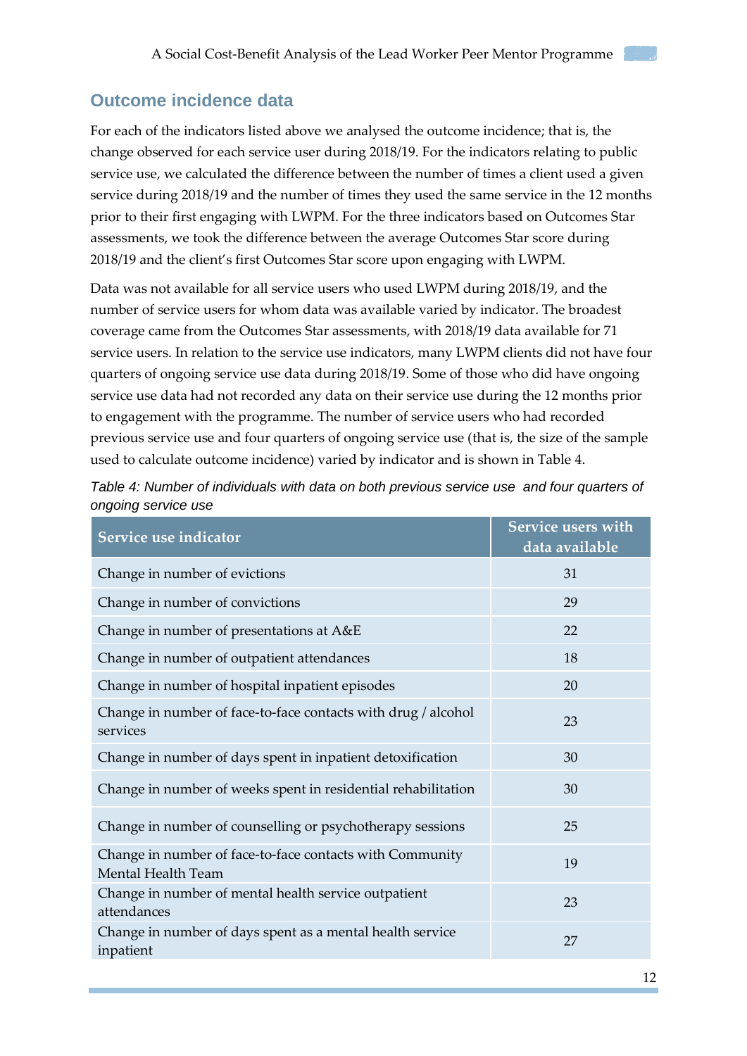## Outcome incidence data

For each of the indicators listed above we analysed the outcome incidence; that is, the change observed for each service user during 2018/19. For the indicators relating to public service use, we calculated the difference between the number of times a client used a given service during 2018/19 and the number of times they used the same service in the 12 months prior to their first engaging with LWPM. For the three indicators based on Outcomes Star assessments, we took the difference between the average Outcomes Star score during 2018/19 and the client's first Outcomes Star score upon engaging with LWPM.

Data was not available for all service users who used LWPM during 2018/19, and the number of service users for whom data was available varied by indicator. The broadest coverage came from the Outcomes Star assessments, with 2018/19 data available for 71 service users. In relation to the service use indicators, many LWPM clients did not have four quarters of ongoing service use data during 2018/19. Some of those who did have ongoing service use data had not recorded any data on their service use during the 12 months prior to engagement with the programme. The number of service users who had recorded previous service use and four quarters of ongoing service use (that is, the size of the sample used to calculate outcome incidence) varied by indicator and is shown in Table 4.

*Table 4: Number of individuals with data on both previous service use and four quarters of ongoing service use*

| Service use indicator | Service users with data available |
|---|---|
| Change in number of evictions | 31 |
| Change in number of convictions | 29 |
| Change in number of presentations at A&E | 22 |
| Change in number of outpatient attendances | 18 |
| Change in number of hospital inpatient episodes | 20 |
| Change in number of face-to-face contacts with drug / alcohol services | 23 |
| Change in number of days spent in inpatient detoxification | 30 |
| Change in number of weeks spent in residential rehabilitation | 30 |
| Change in number of counselling or psychotherapy sessions | 25 |
| Change in number of face-to-face contacts with Community Mental Health Team | 19 |
| Change in number of mental health service outpatient attendances | 23 |
| Change in number of days spent as a mental health service inpatient | 27 |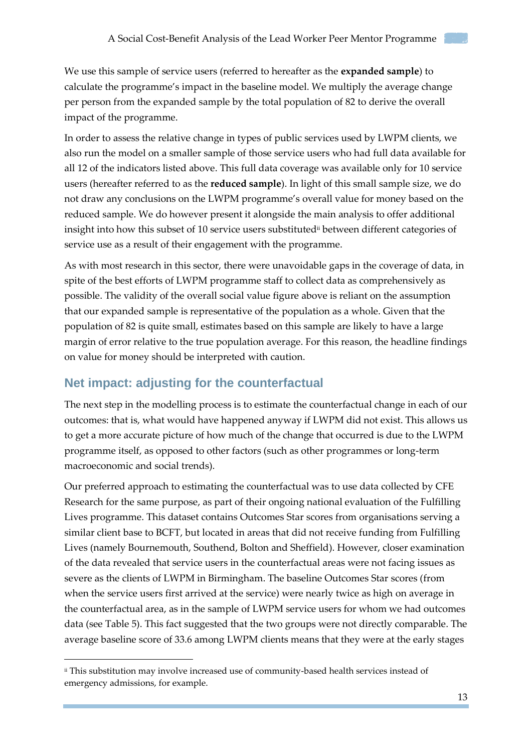We use this sample of service users (referred to hereafter as the **expanded sample**) to calculate the programme's impact in the baseline model. We multiply the average change per person from the expanded sample by the total population of 82 to derive the overall impact of the programme.

In order to assess the relative change in types of public services used by LWPM clients, we also run the model on a smaller sample of those service users who had full data available for all 12 of the indicators listed above. This full data coverage was available only for 10 service users (hereafter referred to as the **reduced sample**). In light of this small sample size, we do not draw any conclusions on the LWPM programme's overall value for money based on the reduced sample. We do however present it alongside the main analysis to offer additional insight into how this subset of 10 service users substituted[ii] between different categories of service use as a result of their engagement with the programme.

As with most research in this sector, there were unavoidable gaps in the coverage of data, in spite of the best efforts of LWPM programme staff to collect data as comprehensively as possible. The validity of the overall social value figure above is reliant on the assumption that our expanded sample is representative of the population as a whole. Given that the population of 82 is quite small, estimates based on this sample are likely to have a large margin of error relative to the true population average. For this reason, the headline findings on value for money should be interpreted with caution.

## Net impact: adjusting for the counterfactual

The next step in the modelling process is to estimate the counterfactual change in each of our outcomes: that is, what would have happened anyway if LWPM did not exist. This allows us to get a more accurate picture of how much of the change that occurred is due to the LWPM programme itself, as opposed to other factors (such as other programmes or long-term macroeconomic and social trends).

Our preferred approach to estimating the counterfactual was to use data collected by CFE Research for the same purpose, as part of their ongoing national evaluation of the Fulfilling Lives programme. This dataset contains Outcomes Star scores from organisations serving a similar client base to BCFT, but located in areas that did not receive funding from Fulfilling Lives (namely Bournemouth, Southend, Bolton and Sheffield). However, closer examination of the data revealed that service users in the counterfactual areas were not facing issues as severe as the clients of LWPM in Birmingham. The baseline Outcomes Star scores (from when the service users first arrived at the service) were nearly twice as high on average in the counterfactual area, as in the sample of LWPM service users for whom we had outcomes data (see Table 5). This fact suggested that the two groups were not directly comparable. The average baseline score of 33.6 among LWPM clients means that they were at the early stages

[ii] This substitution may involve increased use of community-based health services instead of emergency admissions, for example.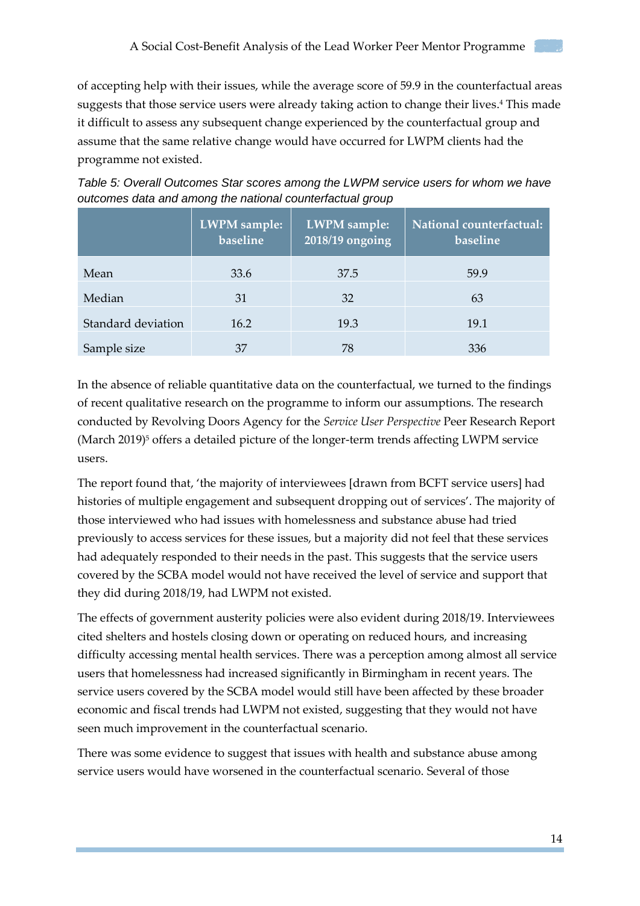of accepting help with their issues, while the average score of 59.9 in the counterfactual areas suggests that those service users were already taking action to change their lives.[4] This made it difficult to assess any subsequent change experienced by the counterfactual group and assume that the same relative change would have occurred for LWPM clients had the programme not existed.

*Table 5: Overall Outcomes Star scores among the LWPM service users for whom we have outcomes data and among the national counterfactual group*

| | LWPM sample: baseline | LWPM sample: 2018/19 ongoing | National counterfactual: baseline |
|---|---|---|---|
| Mean | 33.6 | 37.5 | 59.9 |
| Median | 31 | 32 | 63 |
| Standard deviation | 16.2 | 19.3 | 19.1 |
| Sample size | 37 | 78 | 336 |

In the absence of reliable quantitative data on the counterfactual, we turned to the findings of recent qualitative research on the programme to inform our assumptions. The research conducted by Revolving Doors Agency for the *Service User Perspective* Peer Research Report (March 2019)[5] offers a detailed picture of the longer-term trends affecting LWPM service users.

The report found that, 'the majority of interviewees [drawn from BCFT service users] had histories of multiple engagement and subsequent dropping out of services'. The majority of those interviewed who had issues with homelessness and substance abuse had tried previously to access services for these issues, but a majority did not feel that these services had adequately responded to their needs in the past. This suggests that the service users covered by the SCBA model would not have received the level of service and support that they did during 2018/19, had LWPM not existed.

The effects of government austerity policies were also evident during 2018/19. Interviewees cited shelters and hostels closing down or operating on reduced hours, and increasing difficulty accessing mental health services. There was a perception among almost all service users that homelessness had increased significantly in Birmingham in recent years. The service users covered by the SCBA model would still have been affected by these broader economic and fiscal trends had LWPM not existed, suggesting that they would not have seen much improvement in the counterfactual scenario.

There was some evidence to suggest that issues with health and substance abuse among service users would have worsened in the counterfactual scenario. Several of those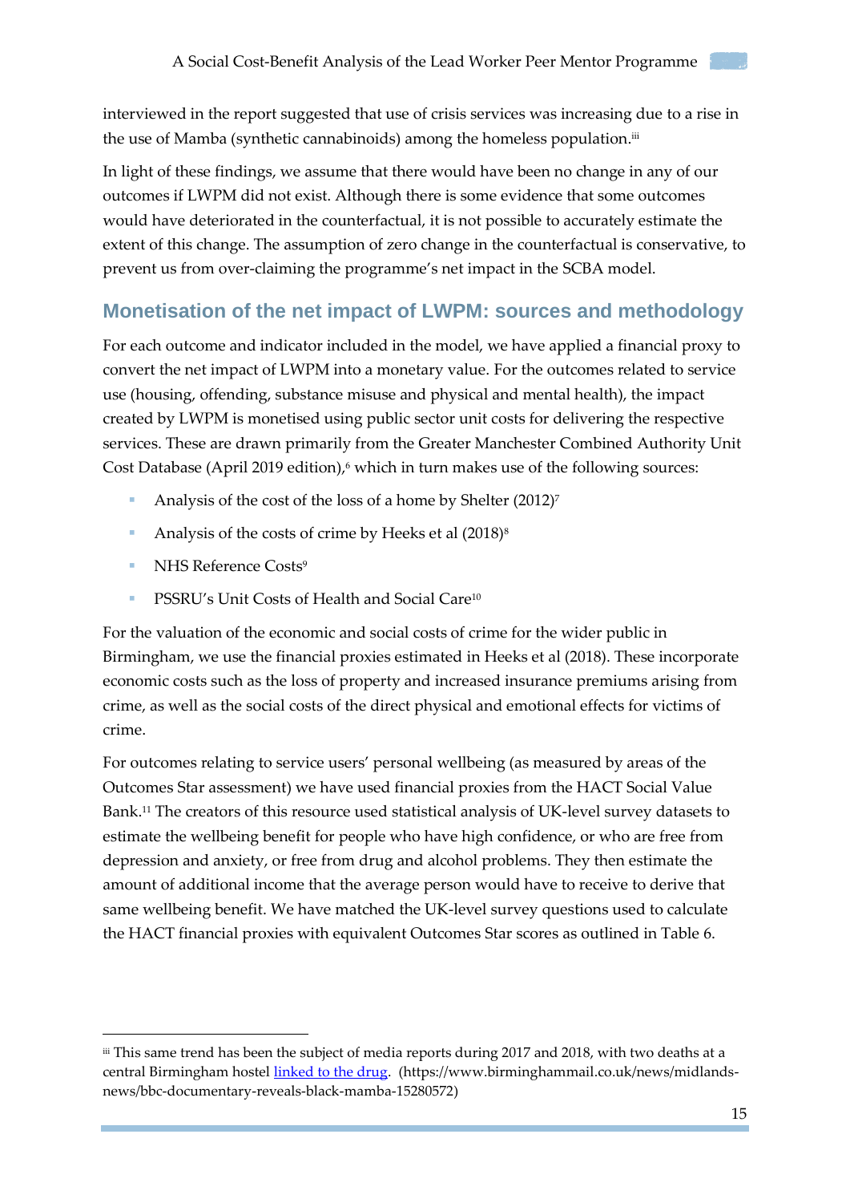interviewed in the report suggested that use of crisis services was increasing due to a rise in the use of Mamba (synthetic cannabinoids) among the homeless population.[iii]

In light of these findings, we assume that there would have been no change in any of our outcomes if LWPM did not exist. Although there is some evidence that some outcomes would have deteriorated in the counterfactual, it is not possible to accurately estimate the extent of this change. The assumption of zero change in the counterfactual is conservative, to prevent us from over-claiming the programme's net impact in the SCBA model.

## Monetisation of the net impact of LWPM: sources and methodology

For each outcome and indicator included in the model, we have applied a financial proxy to convert the net impact of LWPM into a monetary value. For the outcomes related to service use (housing, offending, substance misuse and physical and mental health), the impact created by LWPM is monetised using public sector unit costs for delivering the respective services. These are drawn primarily from the Greater Manchester Combined Authority Unit Cost Database (April 2019 edition),[6] which in turn makes use of the following sources:

- Analysis of the cost of the loss of a home by Shelter (2012)[7]
- Analysis of the costs of crime by Heeks et al (2018)[8]
- NHS Reference Costs[9]
- PSSRU's Unit Costs of Health and Social Care[10]

For the valuation of the economic and social costs of crime for the wider public in Birmingham, we use the financial proxies estimated in Heeks et al (2018). These incorporate economic costs such as the loss of property and increased insurance premiums arising from crime, as well as the social costs of the direct physical and emotional effects for victims of crime.

For outcomes relating to service users' personal wellbeing (as measured by areas of the Outcomes Star assessment) we have used financial proxies from the HACT Social Value Bank.[11] The creators of this resource used statistical analysis of UK-level survey datasets to estimate the wellbeing benefit for people who have high confidence, or who are free from depression and anxiety, or free from drug and alcohol problems. They then estimate the amount of additional income that the average person would have to receive to derive that same wellbeing benefit. We have matched the UK-level survey questions used to calculate the HACT financial proxies with equivalent Outcomes Star scores as outlined in Table 6.

---

[iii] This same trend has been the subject of media reports during 2017 and 2018, with two deaths at a central Birmingham hostel [linked to the drug](https://www.birminghammail.co.uk/news/midlands-news/bbc-documentary-reveals-black-mamba-15280572). (https://www.birminghammail.co.uk/news/midlands-news/bbc-documentary-reveals-black-mamba-15280572)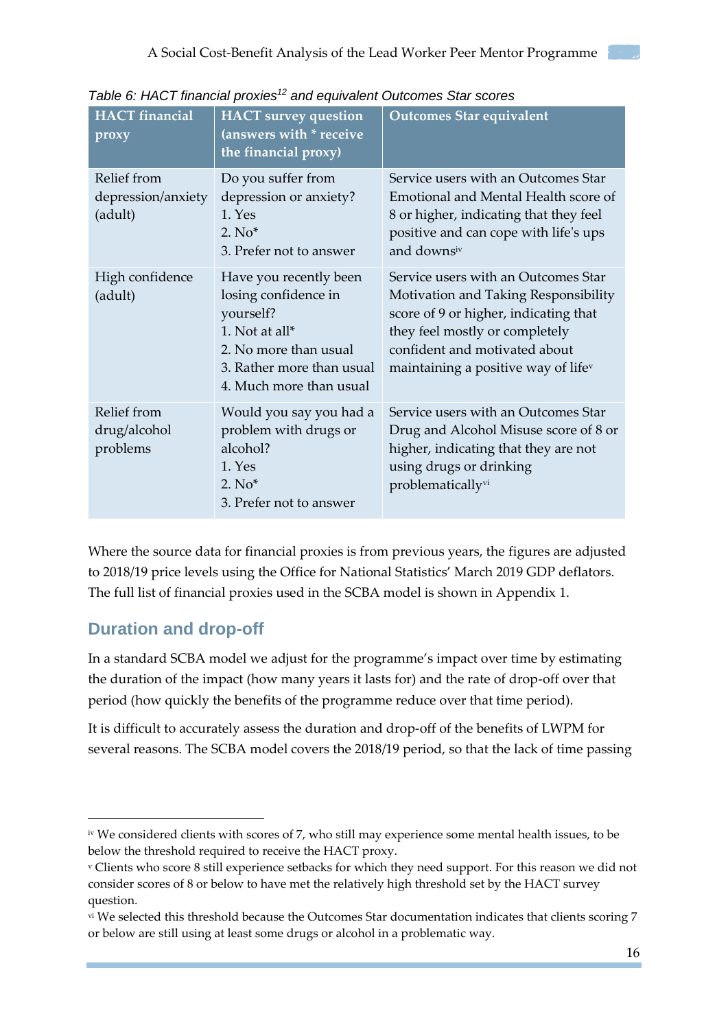*Table 6: HACT financial proxies[12] and equivalent Outcomes Star scores*

| HACT financial proxy | HACT survey question (answers with * receive the financial proxy) | Outcomes Star equivalent |
|---|---|---|
| Relief from depression/anxiety (adult) | Do you suffer from depression or anxiety?<br>1. Yes<br>2. No*<br>3. Prefer not to answer | Service users with an Outcomes Star Emotional and Mental Health score of 8 or higher, indicating that they feel positive and can cope with life's ups and downs[iv] |
| High confidence (adult) | Have you recently been losing confidence in yourself?<br>1. Not at all*<br>2. No more than usual<br>3. Rather more than usual<br>4. Much more than usual | Service users with an Outcomes Star Motivation and Taking Responsibility score of 9 or higher, indicating that they feel mostly or completely confident and motivated about maintaining a positive way of life[v] |
| Relief from drug/alcohol problems | Would you say you had a problem with drugs or alcohol?<br>1. Yes<br>2. No*<br>3. Prefer not to answer | Service users with an Outcomes Star Drug and Alcohol Misuse score of 8 or higher, indicating that they are not using drugs or drinking problematically[vi] |

Where the source data for financial proxies is from previous years, the figures are adjusted to 2018/19 price levels using the Office for National Statistics' March 2019 GDP deflators. The full list of financial proxies used in the SCBA model is shown in Appendix 1.

## Duration and drop-off

In a standard SCBA model we adjust for the programme's impact over time by estimating the duration of the impact (how many years it lasts for) and the rate of drop-off over that period (how quickly the benefits of the programme reduce over that time period).

It is difficult to accurately assess the duration and drop-off of the benefits of LWPM for several reasons. The SCBA model covers the 2018/19 period, so that the lack of time passing

---

[iv] We considered clients with scores of 7, who still may experience some mental health issues, to be below the threshold required to receive the HACT proxy.

[v] Clients who score 8 still experience setbacks for which they need support. For this reason we did not consider scores of 8 or below to have met the relatively high threshold set by the HACT survey question.

[vi] We selected this threshold because the Outcomes Star documentation indicates that clients scoring 7 or below are still using at least some drugs or alcohol in a problematic way.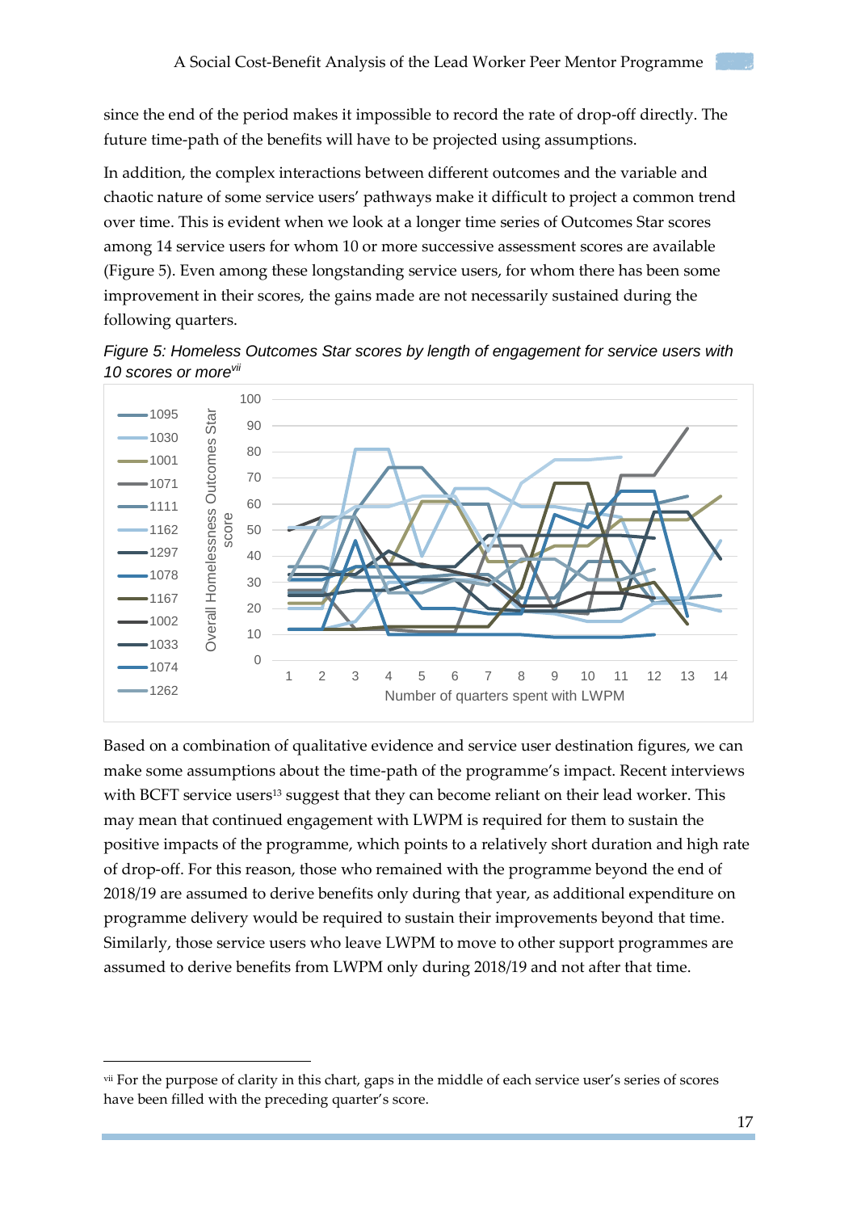since the end of the period makes it impossible to record the rate of drop-off directly. The future time-path of the benefits will have to be projected using assumptions.

In addition, the complex interactions between different outcomes and the variable and chaotic nature of some service users' pathways make it difficult to project a common trend over time. This is evident when we look at a longer time series of Outcomes Star scores among 14 service users for whom 10 or more successive assessment scores are available (Figure 5). Even among these longstanding service users, for whom there has been some improvement in their scores, the gains made are not necessarily sustained during the following quarters.

*Figure 5: Homeless Outcomes Star scores by length of engagement for service users with 10 scores or more*[vii]

Based on a combination of qualitative evidence and service user destination figures, we can make some assumptions about the time-path of the programme's impact. Recent interviews with BCFT service users[13] suggest that they can become reliant on their lead worker. This may mean that continued engagement with LWPM is required for them to sustain the positive impacts of the programme, which points to a relatively short duration and high rate of drop-off. For this reason, those who remained with the programme beyond the end of 2018/19 are assumed to derive benefits only during that year, as additional expenditure on programme delivery would be required to sustain their improvements beyond that time. Similarly, those service users who leave LWPM to move to other support programmes are assumed to derive benefits from LWPM only during 2018/19 and not after that time.

---

[vii] For the purpose of clarity in this chart, gaps in the middle of each service user's series of scores have been filled with the preceding quarter's score.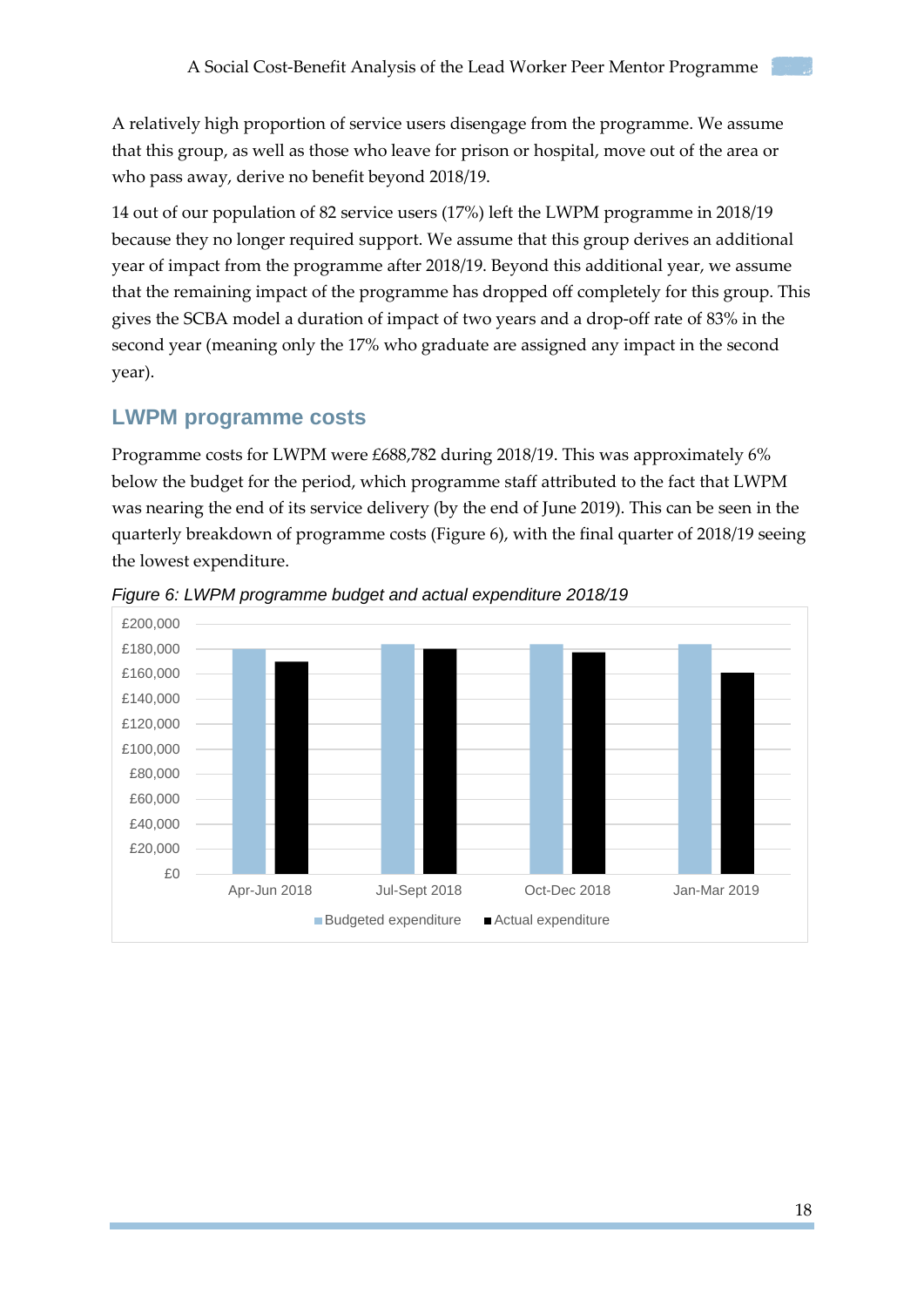A relatively high proportion of service users disengage from the programme. We assume that this group, as well as those who leave for prison or hospital, move out of the area or who pass away, derive no benefit beyond 2018/19.

14 out of our population of 82 service users (17%) left the LWPM programme in 2018/19 because they no longer required support. We assume that this group derives an additional year of impact from the programme after 2018/19. Beyond this additional year, we assume that the remaining impact of the programme has dropped off completely for this group. This gives the SCBA model a duration of impact of two years and a drop-off rate of 83% in the second year (meaning only the 17% who graduate are assigned any impact in the second year).

## LWPM programme costs

Programme costs for LWPM were £688,782 during 2018/19. This was approximately 6% below the budget for the period, which programme staff attributed to the fact that LWPM was nearing the end of its service delivery (by the end of June 2019). This can be seen in the quarterly breakdown of programme costs (Figure 6), with the final quarter of 2018/19 seeing the lowest expenditure.

*Figure 6: LWPM programme budget and actual expenditure 2018/19*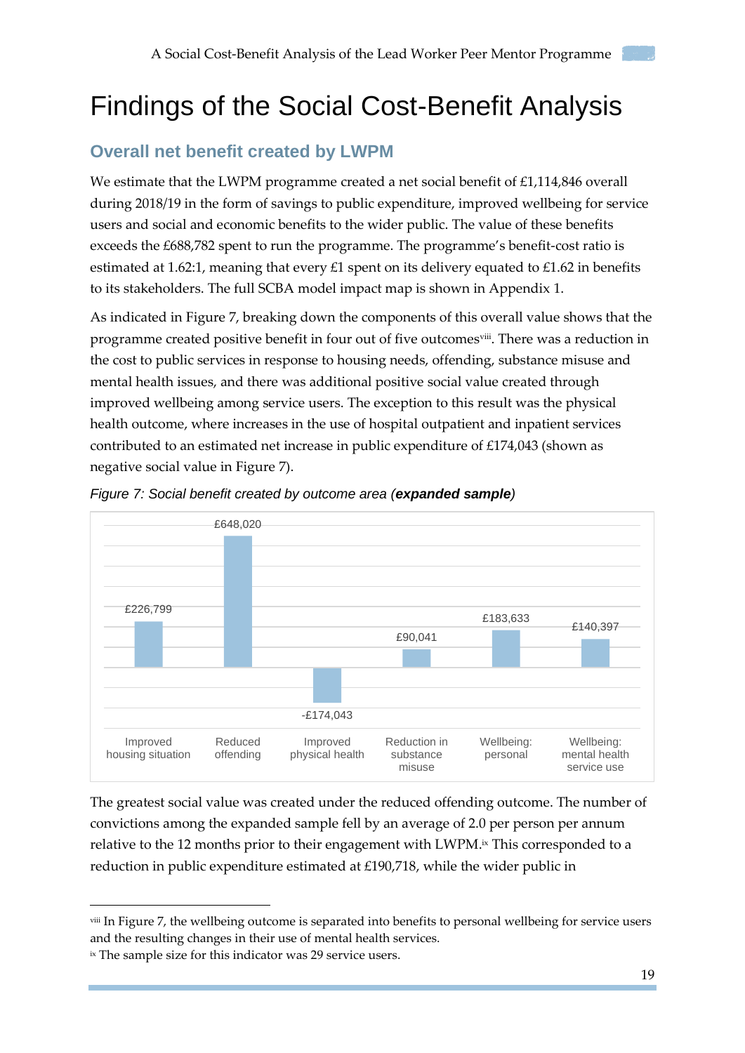# Findings of the Social Cost-Benefit Analysis

## Overall net benefit created by LWPM

We estimate that the LWPM programme created a net social benefit of £1,114,846 overall during 2018/19 in the form of savings to public expenditure, improved wellbeing for service users and social and economic benefits to the wider public. The value of these benefits exceeds the £688,782 spent to run the programme. The programme's benefit-cost ratio is estimated at 1.62:1, meaning that every £1 spent on its delivery equated to £1.62 in benefits to its stakeholders. The full SCBA model impact map is shown in Appendix 1.

As indicated in Figure 7, breaking down the components of this overall value shows that the programme created positive benefit in four out of five outcomes[viii]. There was a reduction in the cost to public services in response to housing needs, offending, substance misuse and mental health issues, and there was additional positive social value created through improved wellbeing among service users. The exception to this result was the physical health outcome, where increases in the use of hospital outpatient and inpatient services contributed to an estimated net increase in public expenditure of £174,043 (shown as negative social value in Figure 7).

*Figure 7: Social benefit created by outcome area (**expanded sample**)*

| Outcome area | Social benefit |
|---|---|
| Improved housing situation | £226,799 |
| Reduced offending | £648,020 |
| Improved physical health | -£174,043 |
| Reduction in substance misuse | £90,041 |
| Wellbeing: personal | £183,633 |
| Wellbeing: mental health service use | £140,397 |

The greatest social value was created under the reduced offending outcome. The number of convictions among the expanded sample fell by an average of 2.0 per person per annum relative to the 12 months prior to their engagement with LWPM.[ix] This corresponded to a reduction in public expenditure estimated at £190,718, while the wider public in

[viii] In Figure 7, the wellbeing outcome is separated into benefits to personal wellbeing for service users and the resulting changes in their use of mental health services.

[ix] The sample size for this indicator was 29 service users.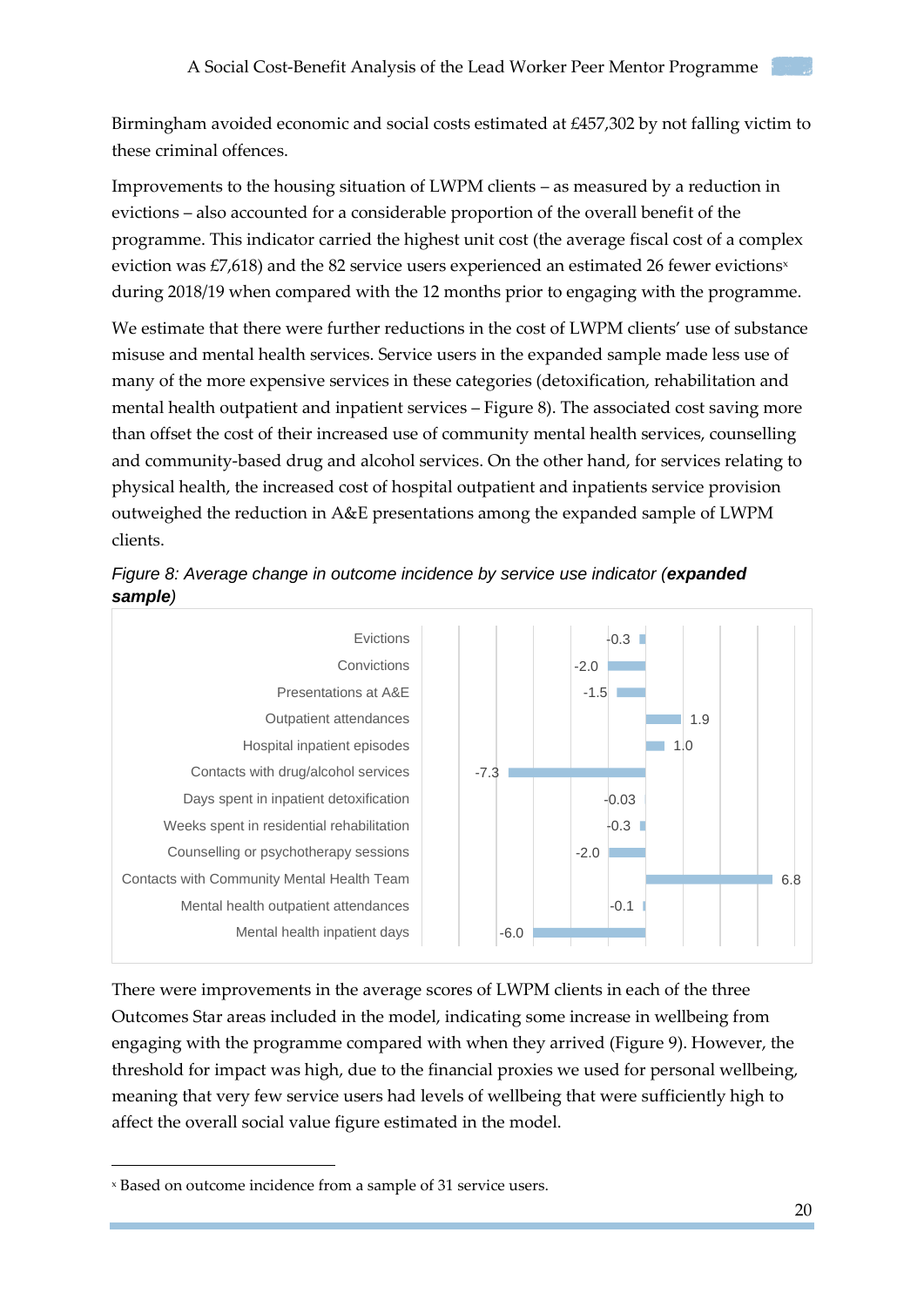Birmingham avoided economic and social costs estimated at £457,302 by not falling victim to these criminal offences.

Improvements to the housing situation of LWPM clients – as measured by a reduction in evictions – also accounted for a considerable proportion of the overall benefit of the programme. This indicator carried the highest unit cost (the average fiscal cost of a complex eviction was £7,618) and the 82 service users experienced an estimated 26 fewer evictions[x] during 2018/19 when compared with the 12 months prior to engaging with the programme.

We estimate that there were further reductions in the cost of LWPM clients' use of substance misuse and mental health services. Service users in the expanded sample made less use of many of the more expensive services in these categories (detoxification, rehabilitation and mental health outpatient and inpatient services – Figure 8). The associated cost saving more than offset the cost of their increased use of community mental health services, counselling and community-based drug and alcohol services. On the other hand, for services relating to physical health, the increased cost of hospital outpatient and inpatients service provision outweighed the reduction in A&E presentations among the expanded sample of LWPM clients.

*Figure 8: Average change in outcome incidence by service use indicator (**expanded sample**)*

| Service use indicator | Average change |
|---|---|
| Evictions | -0.3 |
| Convictions | -2.0 |
| Presentations at A&E | -1.5 |
| Outpatient attendances | 1.9 |
| Hospital inpatient episodes | 1.0 |
| Contacts with drug/alcohol services | -7.3 |
| Days spent in inpatient detoxification | -0.03 |
| Weeks spent in residential rehabilitation | -0.3 |
| Counselling or psychotherapy sessions | -2.0 |
| Contacts with Community Mental Health Team | 6.8 |
| Mental health outpatient attendances | -0.1 |
| Mental health inpatient days | -6.0 |

There were improvements in the average scores of LWPM clients in each of the three Outcomes Star areas included in the model, indicating some increase in wellbeing from engaging with the programme compared with when they arrived (Figure 9). However, the threshold for impact was high, due to the financial proxies we used for personal wellbeing, meaning that very few service users had levels of wellbeing that were sufficiently high to affect the overall social value figure estimated in the model.

[x] Based on outcome incidence from a sample of 31 service users.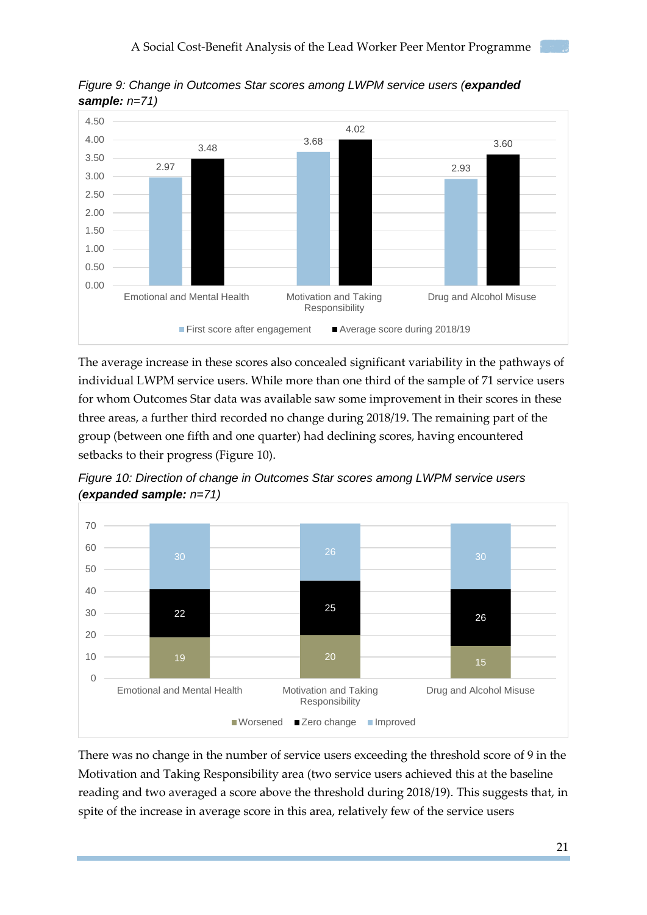*Figure 9: Change in Outcomes Star scores among LWPM service users (**expanded sample:** n=71)*

| | First score after engagement | Average score during 2018/19 |
|---|---|---|
| Emotional and Mental Health | 2.97 | 3.48 |
| Motivation and Taking Responsibility | 3.68 | 4.02 |
| Drug and Alcohol Misuse | 2.93 | 3.60 |

The average increase in these scores also concealed significant variability in the pathways of individual LWPM service users. While more than one third of the sample of 71 service users for whom Outcomes Star data was available saw some improvement in their scores in these three areas, a further third recorded no change during 2018/19. The remaining part of the group (between one fifth and one quarter) had declining scores, having encountered setbacks to their progress (Figure 10).

*Figure 10: Direction of change in Outcomes Star scores among LWPM service users (**expanded sample:** n=71)*

| | Worsened | Zero change | Improved |
|---|---|---|---|
| Emotional and Mental Health | 19 | 22 | 30 |
| Motivation and Taking Responsibility | 20 | 25 | 26 |
| Drug and Alcohol Misuse | 15 | 26 | 30 |

There was no change in the number of service users exceeding the threshold score of 9 in the Motivation and Taking Responsibility area (two service users achieved this at the baseline reading and two averaged a score above the threshold during 2018/19). This suggests that, in spite of the increase in average score in this area, relatively few of the service users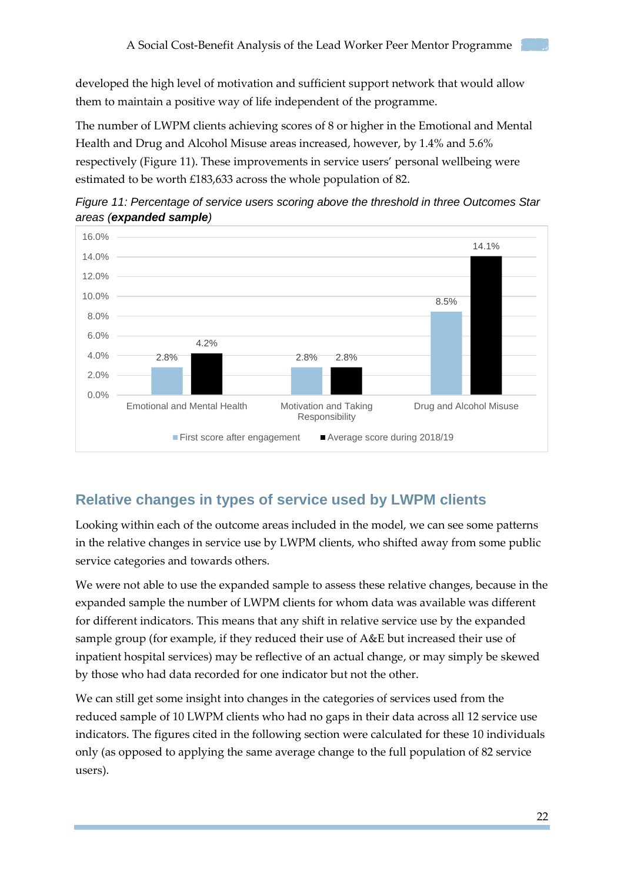developed the high level of motivation and sufficient support network that would allow them to maintain a positive way of life independent of the programme.

The number of LWPM clients achieving scores of 8 or higher in the Emotional and Mental Health and Drug and Alcohol Misuse areas increased, however, by 1.4% and 5.6% respectively (Figure 11). These improvements in service users' personal wellbeing were estimated to be worth £183,633 across the whole population of 82.

*Figure 11: Percentage of service users scoring above the threshold in three Outcomes Star areas (**expanded sample**)*

| | First score after engagement | Average score during 2018/19 |
|---|---|---|
| Emotional and Mental Health | 2.8% | 4.2% |
| Motivation and Taking Responsibility | 2.8% | 2.8% |
| Drug and Alcohol Misuse | 8.5% | 14.1% |

## Relative changes in types of service used by LWPM clients

Looking within each of the outcome areas included in the model, we can see some patterns in the relative changes in service use by LWPM clients, who shifted away from some public service categories and towards others.

We were not able to use the expanded sample to assess these relative changes, because in the expanded sample the number of LWPM clients for whom data was available was different for different indicators. This means that any shift in relative service use by the expanded sample group (for example, if they reduced their use of A&E but increased their use of inpatient hospital services) may be reflective of an actual change, or may simply be skewed by those who had data recorded for one indicator but not the other.

We can still get some insight into changes in the categories of services used from the reduced sample of 10 LWPM clients who had no gaps in their data across all 12 service use indicators. The figures cited in the following section were calculated for these 10 individuals only (as opposed to applying the same average change to the full population of 82 service users).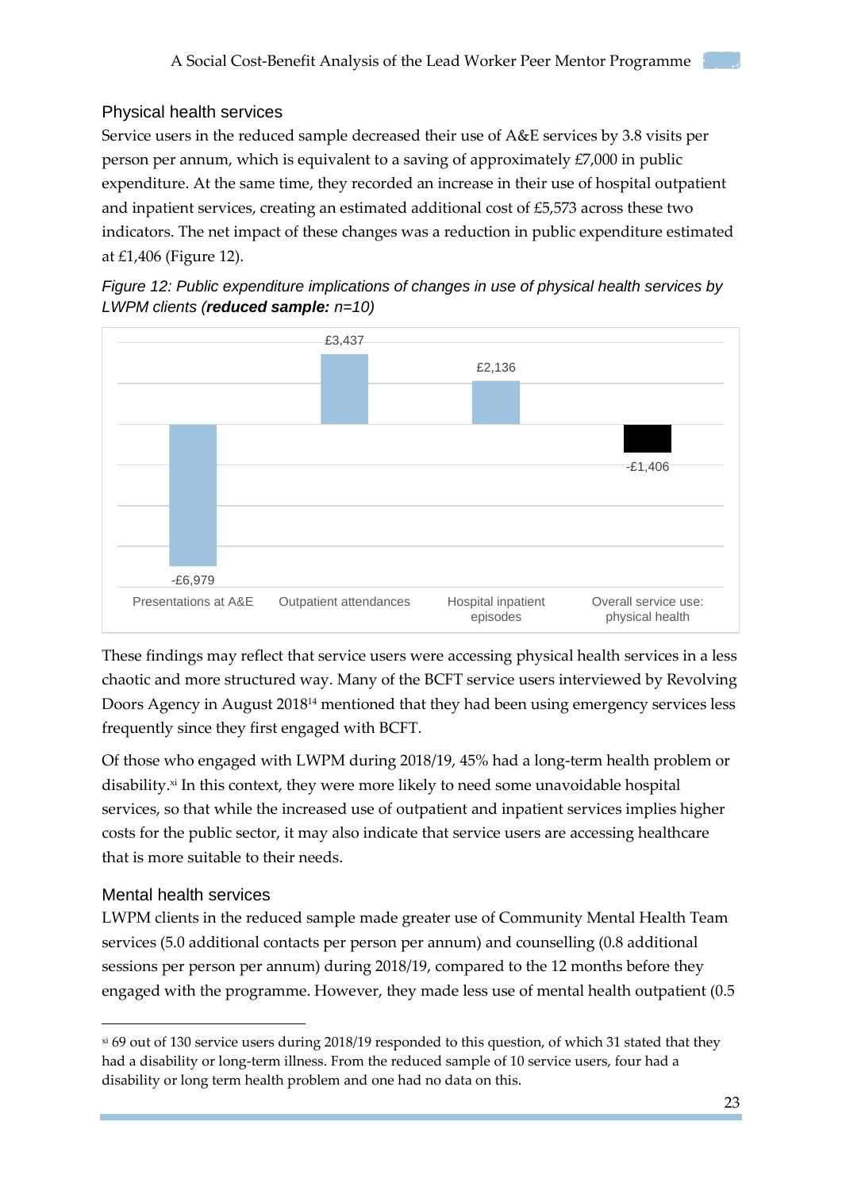### Physical health services

Service users in the reduced sample decreased their use of A&E services by 3.8 visits per person per annum, which is equivalent to a saving of approximately £7,000 in public expenditure. At the same time, they recorded an increase in their use of hospital outpatient and inpatient services, creating an estimated additional cost of £5,573 across these two indicators. The net impact of these changes was a reduction in public expenditure estimated at £1,406 (Figure 12).

*Figure 12: Public expenditure implications of changes in use of physical health services by LWPM clients (**reduced sample:** n=10)*

| | Presentations at A&E | Outpatient attendances | Hospital inpatient episodes | Overall service use: physical health |
|---|---|---|---|---|
| Change in public expenditure | -£6,979 | £3,437 | £2,136 | -£1,406 |

These findings may reflect that service users were accessing physical health services in a less chaotic and more structured way. Many of the BCFT service users interviewed by Revolving Doors Agency in August 2018[14] mentioned that they had been using emergency services less frequently since they first engaged with BCFT.

Of those who engaged with LWPM during 2018/19, 45% had a long-term health problem or disability.[xi] In this context, they were more likely to need some unavoidable hospital services, so that while the increased use of outpatient and inpatient services implies higher costs for the public sector, it may also indicate that service users are accessing healthcare that is more suitable to their needs.

### Mental health services

LWPM clients in the reduced sample made greater use of Community Mental Health Team services (5.0 additional contacts per person per annum) and counselling (0.8 additional sessions per person per annum) during 2018/19, compared to the 12 months before they engaged with the programme. However, they made less use of mental health outpatient (0.5

---

[xi] 69 out of 130 service users during 2018/19 responded to this question, of which 31 stated that they had a disability or long-term illness. From the reduced sample of 10 service users, four had a disability or long term health problem and one had no data on this.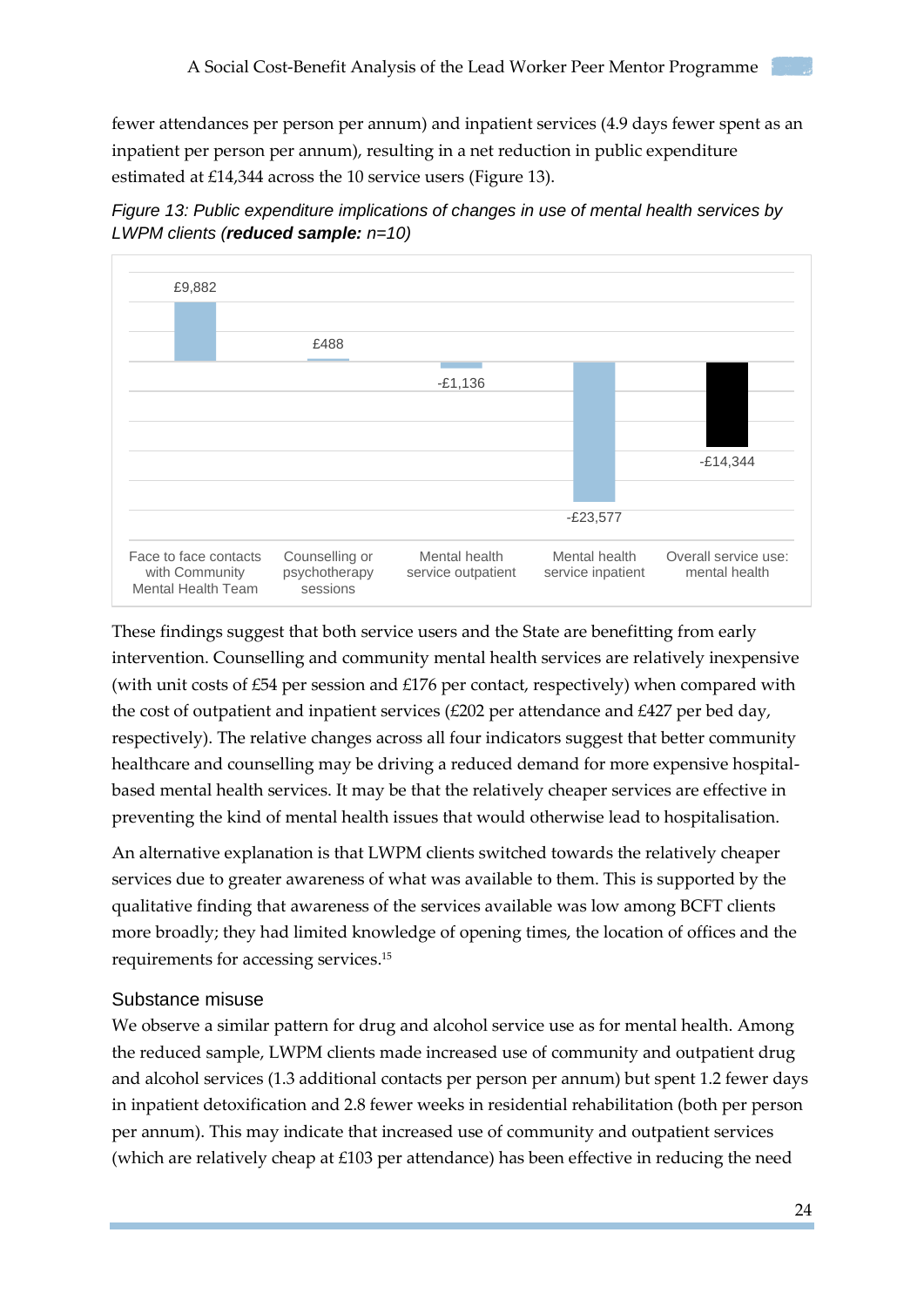fewer attendances per person per annum) and inpatient services (4.9 days fewer spent as an inpatient per person per annum), resulting in a net reduction in public expenditure estimated at £14,344 across the 10 service users (Figure 13).

*Figure 13: Public expenditure implications of changes in use of mental health services by LWPM clients (**reduced sample:** n=10)*

| Category | Value |
|---|---|
| Face to face contacts with Community Mental Health Team | £9,882 |
| Counselling or psychotherapy sessions | £488 |
| Mental health service outpatient | -£1,136 |
| Mental health service inpatient | -£23,577 |
| Overall service use: mental health | -£14,344 |

These findings suggest that both service users and the State are benefitting from early intervention. Counselling and community mental health services are relatively inexpensive (with unit costs of £54 per session and £176 per contact, respectively) when compared with the cost of outpatient and inpatient services (£202 per attendance and £427 per bed day, respectively). The relative changes across all four indicators suggest that better community healthcare and counselling may be driving a reduced demand for more expensive hospital-based mental health services. It may be that the relatively cheaper services are effective in preventing the kind of mental health issues that would otherwise lead to hospitalisation.

An alternative explanation is that LWPM clients switched towards the relatively cheaper services due to greater awareness of what was available to them. This is supported by the qualitative finding that awareness of the services available was low among BCFT clients more broadly; they had limited knowledge of opening times, the location of offices and the requirements for accessing services.[15]

## Substance misuse

We observe a similar pattern for drug and alcohol service use as for mental health. Among the reduced sample, LWPM clients made increased use of community and outpatient drug and alcohol services (1.3 additional contacts per person per annum) but spent 1.2 fewer days in inpatient detoxification and 2.8 fewer weeks in residential rehabilitation (both per person per annum). This may indicate that increased use of community and outpatient services (which are relatively cheap at £103 per attendance) has been effective in reducing the need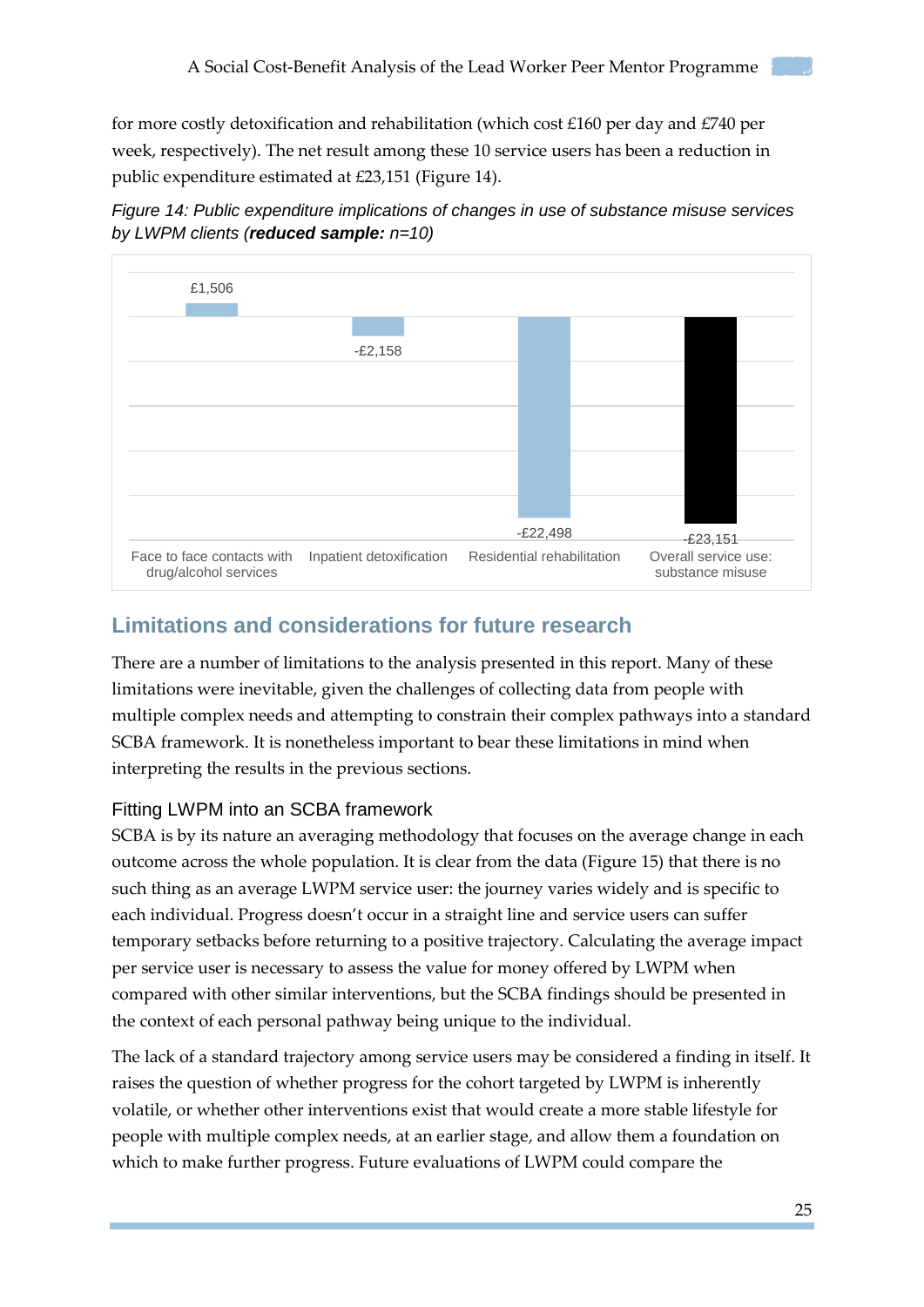for more costly detoxification and rehabilitation (which cost £160 per day and £740 per week, respectively). The net result among these 10 service users has been a reduction in public expenditure estimated at £23,151 (Figure 14).

*Figure 14: Public expenditure implications of changes in use of substance misuse services by LWPM clients (**reduced sample:** n=10)*

| Category | Value |
|---|---|
| Face to face contacts with drug/alcohol services | £1,506 |
| Inpatient detoxification | -£2,158 |
| Residential rehabilitation | -£22,498 |
| Overall service use: substance misuse | -£23,151 |

## Limitations and considerations for future research

There are a number of limitations to the analysis presented in this report. Many of these limitations were inevitable, given the challenges of collecting data from people with multiple complex needs and attempting to constrain their complex pathways into a standard SCBA framework. It is nonetheless important to bear these limitations in mind when interpreting the results in the previous sections.

### Fitting LWPM into an SCBA framework

SCBA is by its nature an averaging methodology that focuses on the average change in each outcome across the whole population. It is clear from the data (Figure 15) that there is no such thing as an average LWPM service user: the journey varies widely and is specific to each individual. Progress doesn't occur in a straight line and service users can suffer temporary setbacks before returning to a positive trajectory. Calculating the average impact per service user is necessary to assess the value for money offered by LWPM when compared with other similar interventions, but the SCBA findings should be presented in the context of each personal pathway being unique to the individual.

The lack of a standard trajectory among service users may be considered a finding in itself. It raises the question of whether progress for the cohort targeted by LWPM is inherently volatile, or whether other interventions exist that would create a more stable lifestyle for people with multiple complex needs, at an earlier stage, and allow them a foundation on which to make further progress. Future evaluations of LWPM could compare the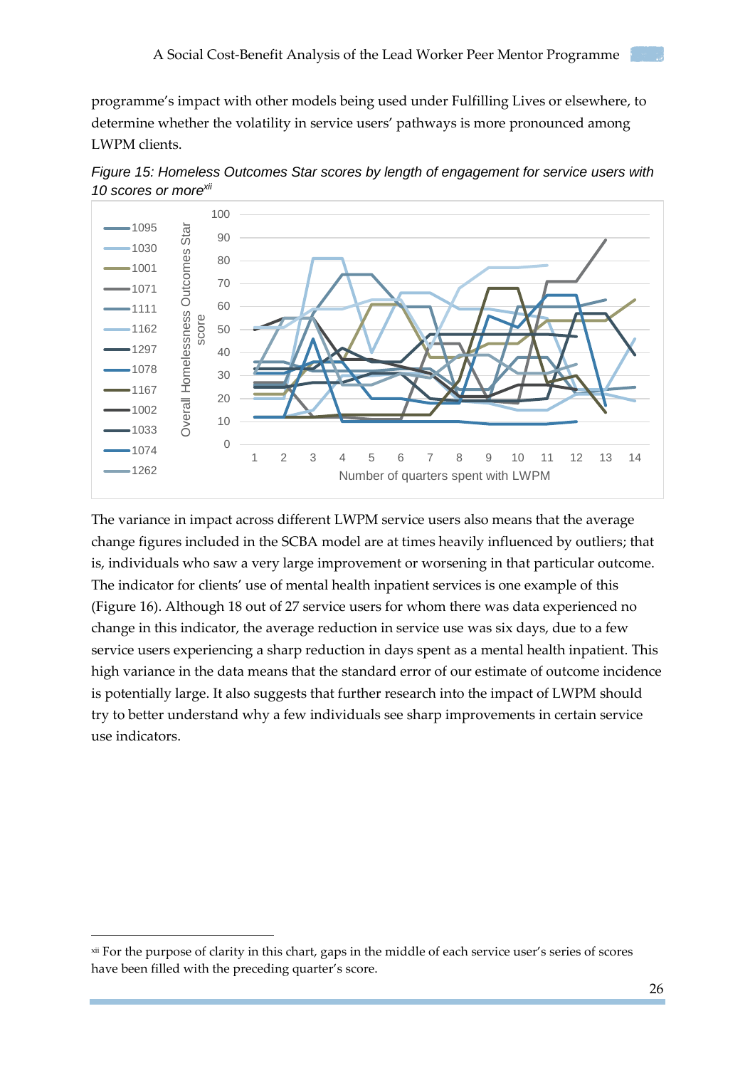programme's impact with other models being used under Fulfilling Lives or elsewhere, to determine whether the volatility in service users' pathways is more pronounced among LWPM clients.

*Figure 15: Homeless Outcomes Star scores by length of engagement for service users with 10 scores or more*[xii]

The variance in impact across different LWPM service users also means that the average change figures included in the SCBA model are at times heavily influenced by outliers; that is, individuals who saw a very large improvement or worsening in that particular outcome. The indicator for clients' use of mental health inpatient services is one example of this (Figure 16). Although 18 out of 27 service users for whom there was data experienced no change in this indicator, the average reduction in service use was six days, due to a few service users experiencing a sharp reduction in days spent as a mental health inpatient. This high variance in the data means that the standard error of our estimate of outcome incidence is potentially large. It also suggests that further research into the impact of LWPM should try to better understand why a few individuals see sharp improvements in certain service use indicators.

---

[xii] For the purpose of clarity in this chart, gaps in the middle of each service user's series of scores have been filled with the preceding quarter's score.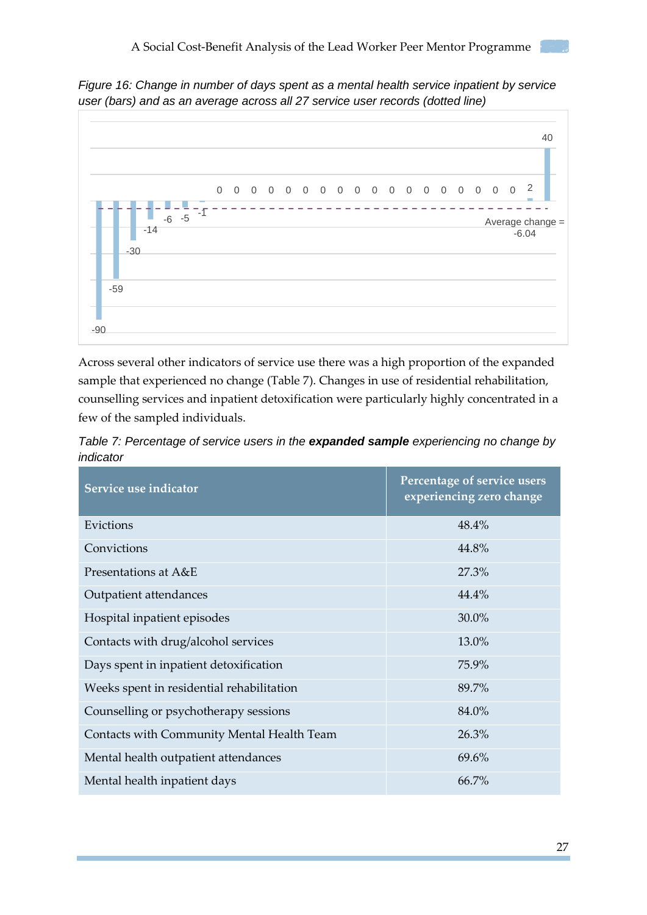*Figure 16: Change in number of days spent as a mental health service inpatient by service user (bars) and as an average across all 27 service user records (dotted line)*

Across several other indicators of service use there was a high proportion of the expanded sample that experienced no change (Table 7). Changes in use of residential rehabilitation, counselling services and inpatient detoxification were particularly highly concentrated in a few of the sampled individuals.

*Table 7: Percentage of service users in the* ***expanded sample*** *experiencing no change by indicator*

| Service use indicator | Percentage of service users experiencing zero change |
|---|---|
| Evictions | 48.4% |
| Convictions | 44.8% |
| Presentations at A&E | 27.3% |
| Outpatient attendances | 44.4% |
| Hospital inpatient episodes | 30.0% |
| Contacts with drug/alcohol services | 13.0% |
| Days spent in inpatient detoxification | 75.9% |
| Weeks spent in residential rehabilitation | 89.7% |
| Counselling or psychotherapy sessions | 84.0% |
| Contacts with Community Mental Health Team | 26.3% |
| Mental health outpatient attendances | 69.6% |
| Mental health inpatient days | 66.7% |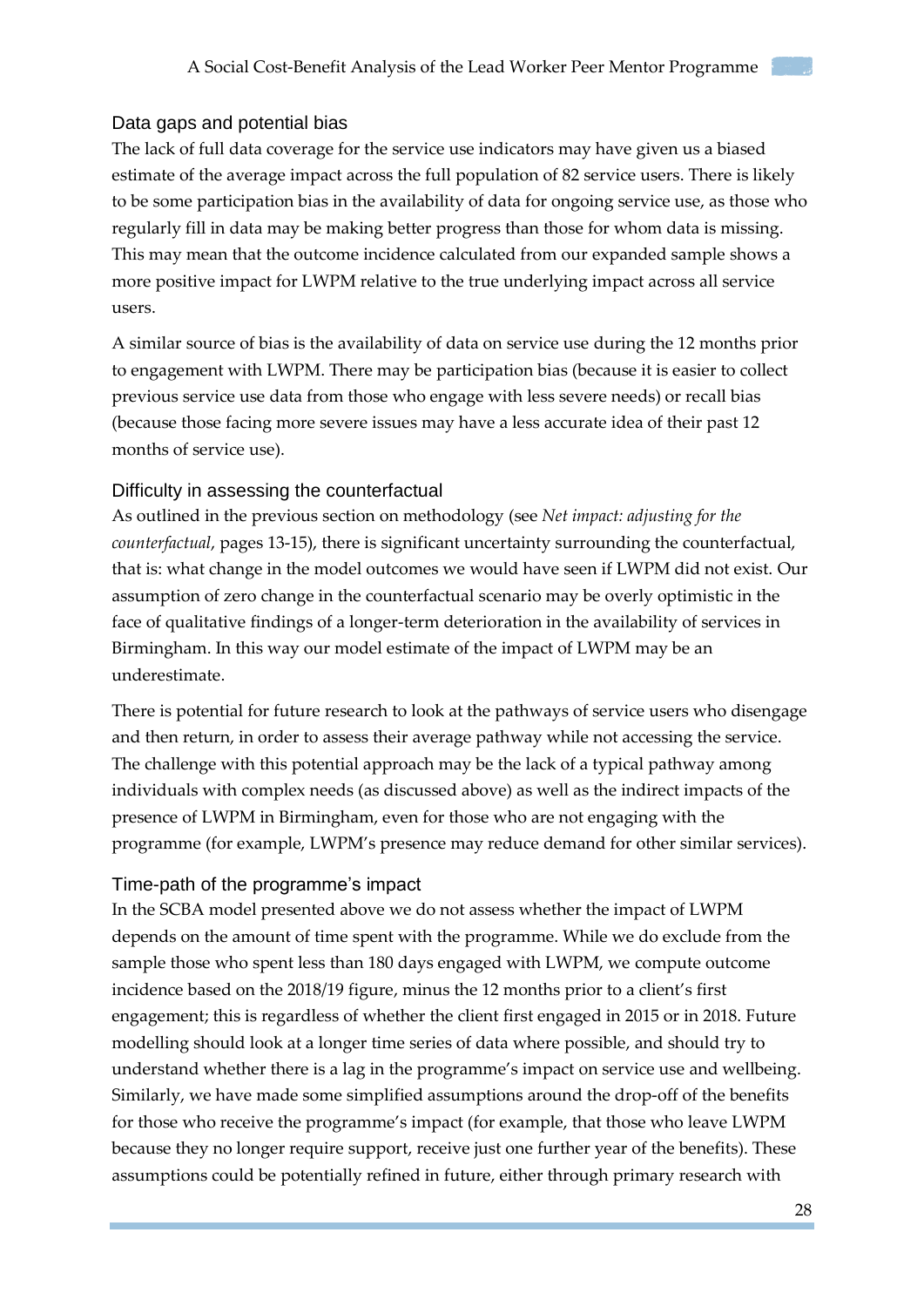### Data gaps and potential bias

The lack of full data coverage for the service use indicators may have given us a biased estimate of the average impact across the full population of 82 service users. There is likely to be some participation bias in the availability of data for ongoing service use, as those who regularly fill in data may be making better progress than those for whom data is missing. This may mean that the outcome incidence calculated from our expanded sample shows a more positive impact for LWPM relative to the true underlying impact across all service users.

A similar source of bias is the availability of data on service use during the 12 months prior to engagement with LWPM. There may be participation bias (because it is easier to collect previous service use data from those who engage with less severe needs) or recall bias (because those facing more severe issues may have a less accurate idea of their past 12 months of service use).

### Difficulty in assessing the counterfactual

As outlined in the previous section on methodology (see *Net impact: adjusting for the counterfactual*, pages 13-15), there is significant uncertainty surrounding the counterfactual, that is: what change in the model outcomes we would have seen if LWPM did not exist. Our assumption of zero change in the counterfactual scenario may be overly optimistic in the face of qualitative findings of a longer-term deterioration in the availability of services in Birmingham. In this way our model estimate of the impact of LWPM may be an underestimate.

There is potential for future research to look at the pathways of service users who disengage and then return, in order to assess their average pathway while not accessing the service. The challenge with this potential approach may be the lack of a typical pathway among individuals with complex needs (as discussed above) as well as the indirect impacts of the presence of LWPM in Birmingham, even for those who are not engaging with the programme (for example, LWPM's presence may reduce demand for other similar services).

### Time-path of the programme's impact

In the SCBA model presented above we do not assess whether the impact of LWPM depends on the amount of time spent with the programme. While we do exclude from the sample those who spent less than 180 days engaged with LWPM, we compute outcome incidence based on the 2018/19 figure, minus the 12 months prior to a client's first engagement; this is regardless of whether the client first engaged in 2015 or in 2018. Future modelling should look at a longer time series of data where possible, and should try to understand whether there is a lag in the programme's impact on service use and wellbeing. Similarly, we have made some simplified assumptions around the drop-off of the benefits for those who receive the programme's impact (for example, that those who leave LWPM because they no longer require support, receive just one further year of the benefits). These assumptions could be potentially refined in future, either through primary research with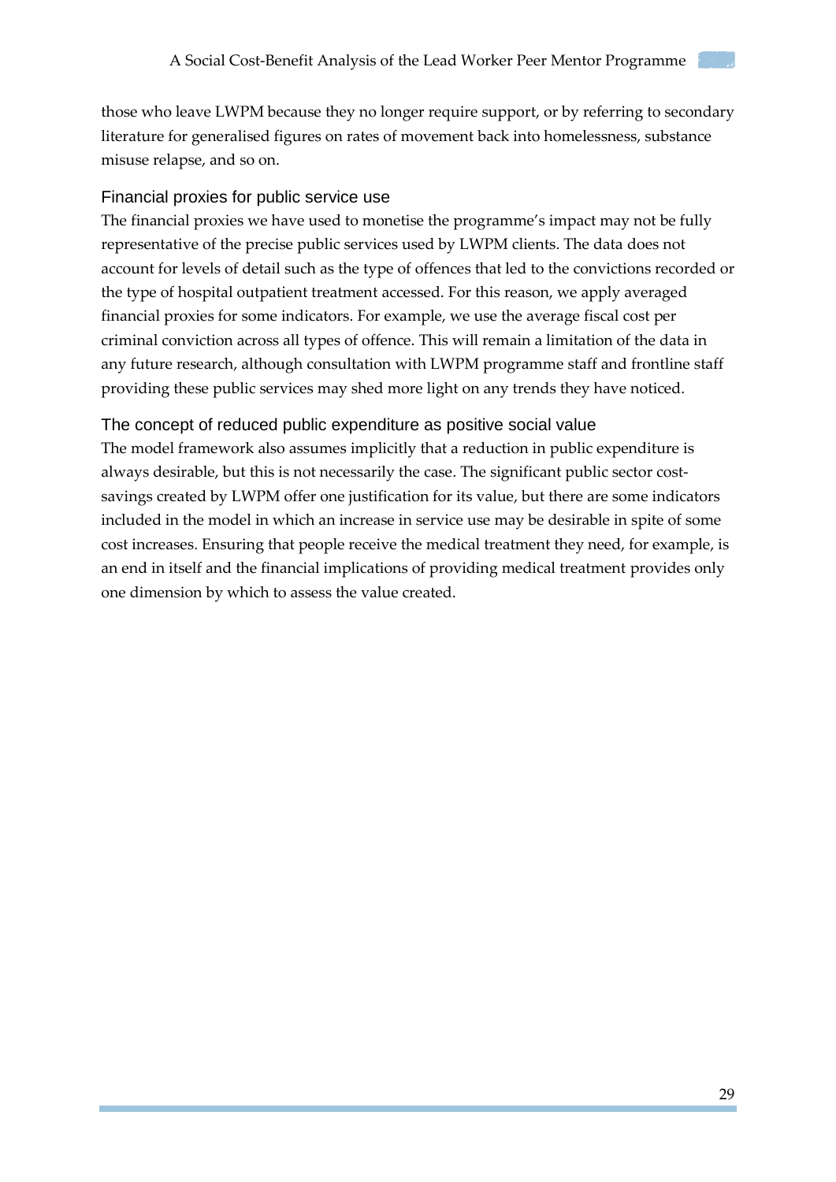those who leave LWPM because they no longer require support, or by referring to secondary literature for generalised figures on rates of movement back into homelessness, substance misuse relapse, and so on.

### Financial proxies for public service use

The financial proxies we have used to monetise the programme's impact may not be fully representative of the precise public services used by LWPM clients. The data does not account for levels of detail such as the type of offences that led to the convictions recorded or the type of hospital outpatient treatment accessed. For this reason, we apply averaged financial proxies for some indicators. For example, we use the average fiscal cost per criminal conviction across all types of offence. This will remain a limitation of the data in any future research, although consultation with LWPM programme staff and frontline staff providing these public services may shed more light on any trends they have noticed.

### The concept of reduced public expenditure as positive social value

The model framework also assumes implicitly that a reduction in public expenditure is always desirable, but this is not necessarily the case. The significant public sector cost-savings created by LWPM offer one justification for its value, but there are some indicators included in the model in which an increase in service use may be desirable in spite of some cost increases. Ensuring that people receive the medical treatment they need, for example, is an end in itself and the financial implications of providing medical treatment provides only one dimension by which to assess the value created.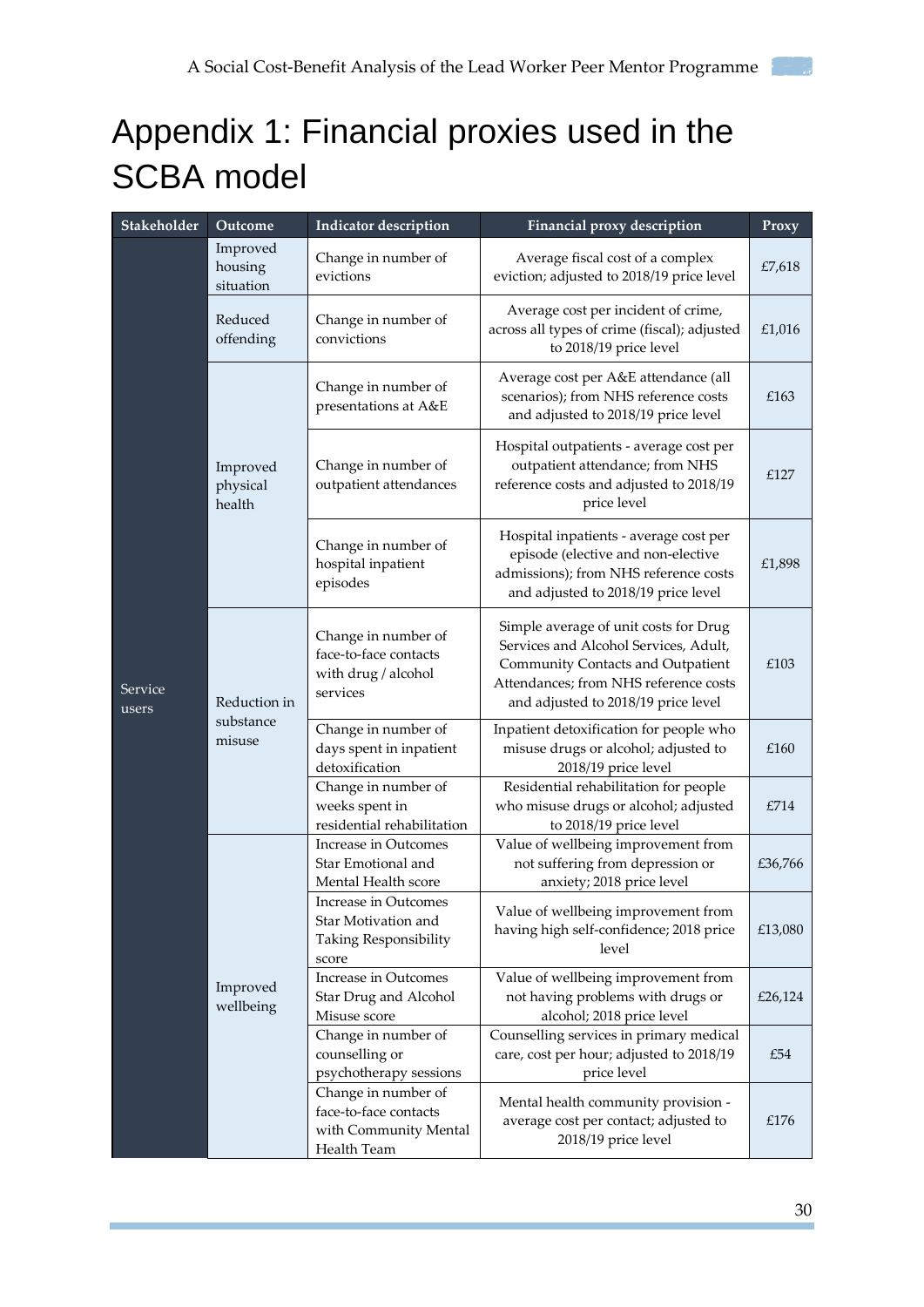# Appendix 1: Financial proxies used in the SCBA model

| Stakeholder | Outcome | Indicator description | Financial proxy description | Proxy |
|---|---|---|---|---|
| Service users | Improved housing situation | Change in number of evictions | Average fiscal cost of a complex eviction; adjusted to 2018/19 price level | £7,618 |
| | Reduced offending | Change in number of convictions | Average cost per incident of crime, across all types of crime (fiscal); adjusted to 2018/19 price level | £1,016 |
| | Improved physical health | Change in number of presentations at A&E | Average cost per A&E attendance (all scenarios); from NHS reference costs and adjusted to 2018/19 price level | £163 |
| | | Change in number of outpatient attendances | Hospital outpatients - average cost per outpatient attendance; from NHS reference costs and adjusted to 2018/19 price level | £127 |
| | | Change in number of hospital inpatient episodes | Hospital inpatients - average cost per episode (elective and non-elective admissions); from NHS reference costs and adjusted to 2018/19 price level | £1,898 |
| | Reduction in substance misuse | Change in number of face-to-face contacts with drug / alcohol services | Simple average of unit costs for Drug Services and Alcohol Services, Adult, Community Contacts and Outpatient Attendances; from NHS reference costs and adjusted to 2018/19 price level | £103 |
| | | Change in number of days spent in inpatient detoxification | Inpatient detoxification for people who misuse drugs or alcohol; adjusted to 2018/19 price level | £160 |
| | | Change in number of weeks spent in residential rehabilitation | Residential rehabilitation for people who misuse drugs or alcohol; adjusted to 2018/19 price level | £714 |
| | Improved wellbeing | Increase in Outcomes Star Emotional and Mental Health score | Value of wellbeing improvement from not suffering from depression or anxiety; 2018 price level | £36,766 |
| | | Increase in Outcomes Star Motivation and Taking Responsibility score | Value of wellbeing improvement from having high self-confidence; 2018 price level | £13,080 |
| | | Increase in Outcomes Star Drug and Alcohol Misuse score | Value of wellbeing improvement from not having problems with drugs or alcohol; 2018 price level | £26,124 |
| | | Change in number of counselling or psychotherapy sessions | Counselling services in primary medical care, cost per hour; adjusted to 2018/19 price level | £54 |
| | | Change in number of face-to-face contacts with Community Mental Health Team | Mental health community provision - average cost per contact; adjusted to 2018/19 price level | £176 |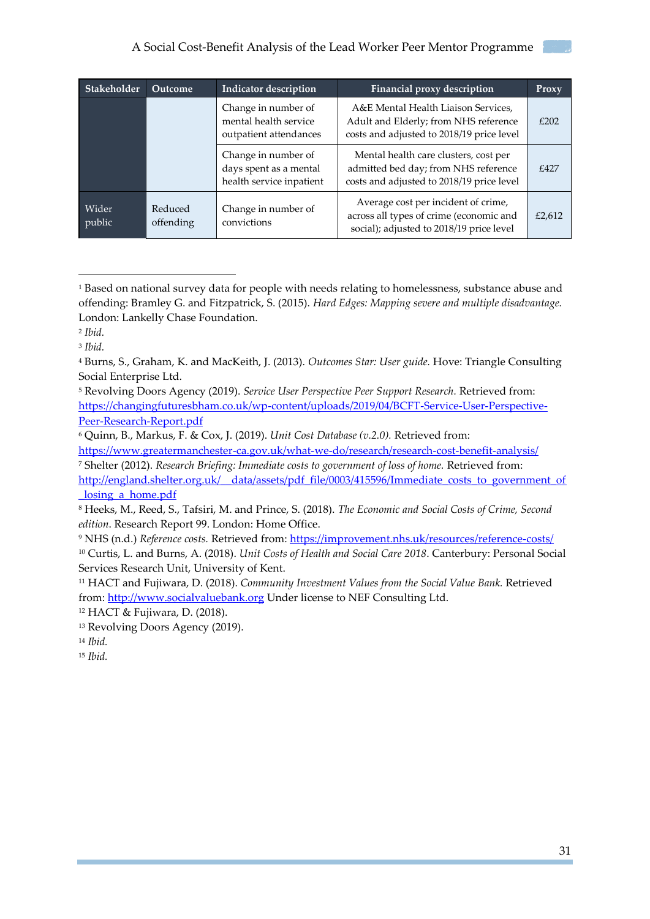| Stakeholder | Outcome | Indicator description | Financial proxy description | Proxy |
|---|---|---|---|---|
| | | Change in number of mental health service outpatient attendances | A&E Mental Health Liaison Services, Adult and Elderly; from NHS reference costs and adjusted to 2018/19 price level | £202 |
| | | Change in number of days spent as a mental health service inpatient | Mental health care clusters, cost per admitted bed day; from NHS reference costs and adjusted to 2018/19 price level | £427 |
| Wider public | Reduced offending | Change in number of convictions | Average cost per incident of crime, across all types of crime (economic and social); adjusted to 2018/19 price level | £2,612 |

---

[1] Based on national survey data for people with needs relating to homelessness, substance abuse and offending: Bramley G. and Fitzpatrick, S. (2015). *Hard Edges: Mapping severe and multiple disadvantage.* London: Lankelly Chase Foundation.

[2] *Ibid.*

[3] *Ibid.*

[4] Burns, S., Graham, K. and MacKeith, J. (2013). *Outcomes Star: User guide.* Hove: Triangle Consulting Social Enterprise Ltd.

[5] Revolving Doors Agency (2019). *Service User Perspective Peer Support Research.* Retrieved from: https://changingfuturesbham.co.uk/wp-content/uploads/2019/04/BCFT-Service-User-Perspective-Peer-Research-Report.pdf

[6] Quinn, B., Markus, F. & Cox, J. (2019). *Unit Cost Database (v.2.0).* Retrieved from: https://www.greatermanchester-ca.gov.uk/what-we-do/research/research-cost-benefit-analysis/

[7] Shelter (2012). *Research Briefing: Immediate costs to government of loss of home.* Retrieved from: http://england.shelter.org.uk/__data/assets/pdf_file/0003/415596/Immediate_costs_to_government_of_losing_a_home.pdf

[8] Heeks, M., Reed, S., Tafsiri, M. and Prince, S. (2018). *The Economic and Social Costs of Crime, Second edition*. Research Report 99. London: Home Office.

[9] NHS (n.d.) *Reference costs.* Retrieved from: https://improvement.nhs.uk/resources/reference-costs/

[10] Curtis, L. and Burns, A. (2018). *Unit Costs of Health and Social Care 2018*. Canterbury: Personal Social Services Research Unit, University of Kent.

[11] HACT and Fujiwara, D. (2018). *Community Investment Values from the Social Value Bank.* Retrieved from: http://www.socialvaluebank.org Under license to NEF Consulting Ltd.

[12] HACT & Fujiwara, D. (2018).

[13] Revolving Doors Agency (2019).

[14] *Ibid.*

[15] *Ibid.*